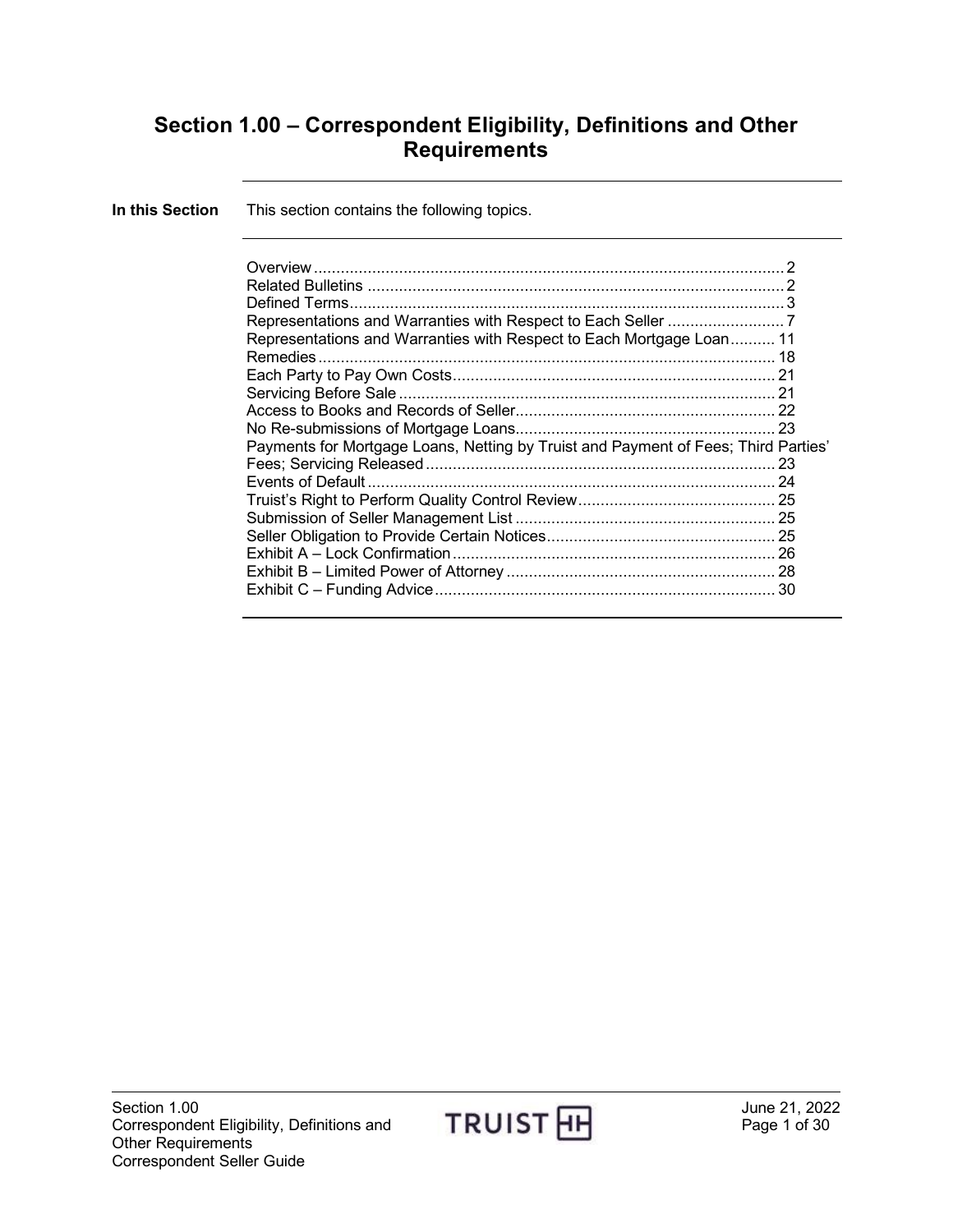# Section 1.00 – Correspondent Eligibility, Definitions and Other Requirements

**In this Section** This section contains the following topics.

| Topic | Page |
| --- | --- |
| Overview | 2 |
| Related Bulletins | 2 |
| Defined Terms | 3 |
| Representations and Warranties with Respect to Each Seller | 7 |
| Representations and Warranties with Respect to Each Mortgage Loan | 11 |
| Remedies | 18 |
| Each Party to Pay Own Costs | 21 |
| Servicing Before Sale | 21 |
| Access to Books and Records of Seller | 22 |
| No Re-submissions of Mortgage Loans | 23 |
| Payments for Mortgage Loans, Netting by Truist and Payment of Fees; Third Parties' Fees; Servicing Released | 23 |
| Events of Default | 24 |
| Truist's Right to Perform Quality Control Review | 25 |
| Submission of Seller Management List | 25 |
| Seller Obligation to Provide Certain Notices | 25 |
| Exhibit A – Lock Confirmation | 26 |
| Exhibit B – Limited Power of Attorney | 28 |
| Exhibit C – Funding Advice | 30 |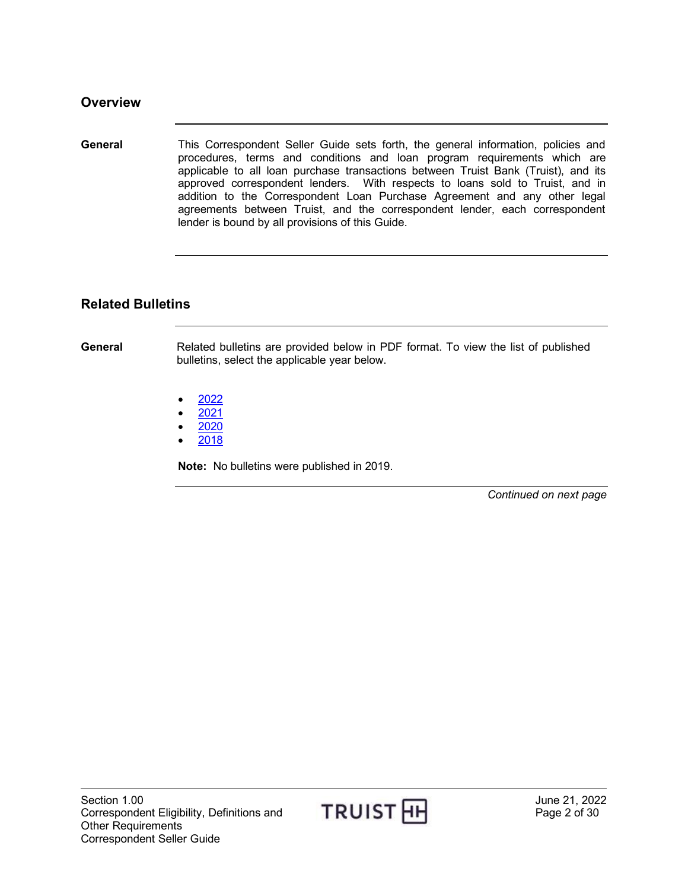## Overview

**General**

This Correspondent Seller Guide sets forth, the general information, policies and procedures, terms and conditions and loan program requirements which are applicable to all loan purchase transactions between Truist Bank (Truist), and its approved correspondent lenders. With respects to loans sold to Truist, and in addition to the Correspondent Loan Purchase Agreement and any other legal agreements between Truist, and the correspondent lender, each correspondent lender is bound by all provisions of this Guide.

## Related Bulletins

**General**

Related bulletins are provided below in PDF format. To view the list of published bulletins, select the applicable year below.

- 2022
- 2021
- 2020
- 2018

**Note:** No bulletins were published in 2019.

*Continued on next page*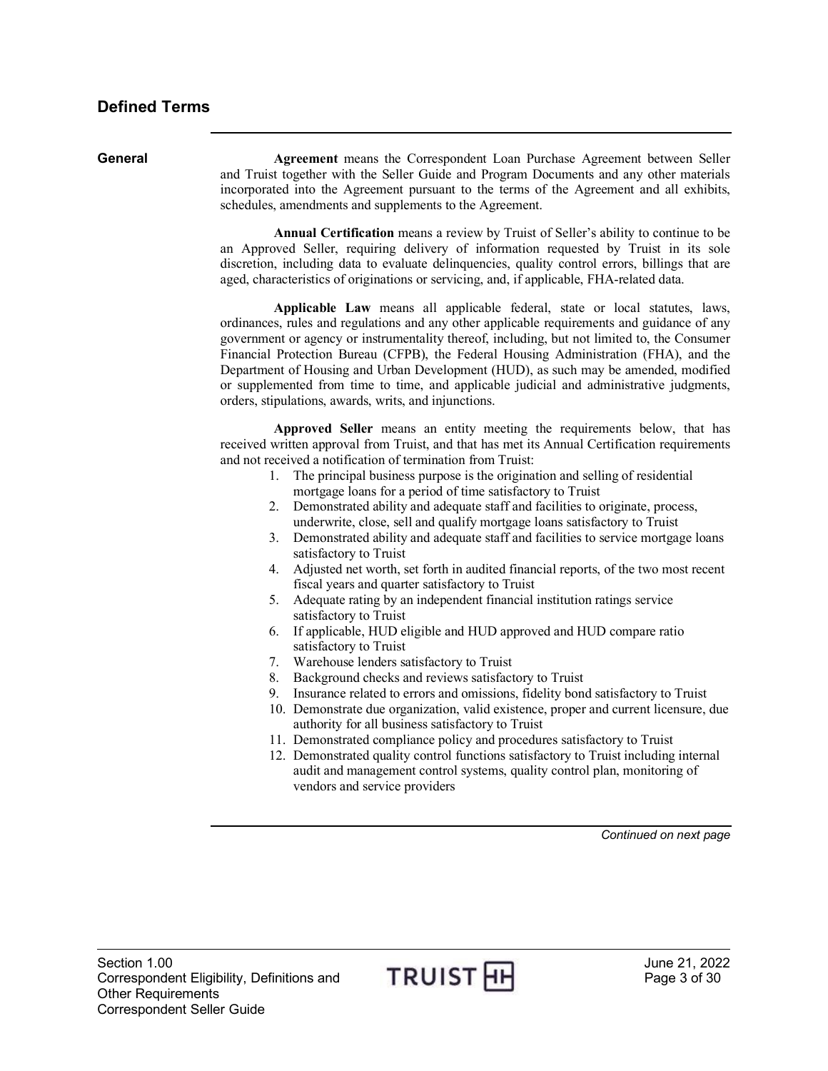## Defined Terms

### General

**Agreement** means the Correspondent Loan Purchase Agreement between Seller and Truist together with the Seller Guide and Program Documents and any other materials incorporated into the Agreement pursuant to the terms of the Agreement and all exhibits, schedules, amendments and supplements to the Agreement.

**Annual Certification** means a review by Truist of Seller's ability to continue to be an Approved Seller, requiring delivery of information requested by Truist in its sole discretion, including data to evaluate delinquencies, quality control errors, billings that are aged, characteristics of originations or servicing, and, if applicable, FHA-related data.

**Applicable Law** means all applicable federal, state or local statutes, laws, ordinances, rules and regulations and any other applicable requirements and guidance of any government or agency or instrumentality thereof, including, but not limited to, the Consumer Financial Protection Bureau (CFPB), the Federal Housing Administration (FHA), and the Department of Housing and Urban Development (HUD), as such may be amended, modified or supplemented from time to time, and applicable judicial and administrative judgments, orders, stipulations, awards, writs, and injunctions.

**Approved Seller** means an entity meeting the requirements below, that has received written approval from Truist, and that has met its Annual Certification requirements and not received a notification of termination from Truist:

1. The principal business purpose is the origination and selling of residential mortgage loans for a period of time satisfactory to Truist
2. Demonstrated ability and adequate staff and facilities to originate, process, underwrite, close, sell and qualify mortgage loans satisfactory to Truist
3. Demonstrated ability and adequate staff and facilities to service mortgage loans satisfactory to Truist
4. Adjusted net worth, set forth in audited financial reports, of the two most recent fiscal years and quarter satisfactory to Truist
5. Adequate rating by an independent financial institution ratings service satisfactory to Truist
6. If applicable, HUD eligible and HUD approved and HUD compare ratio satisfactory to Truist
7. Warehouse lenders satisfactory to Truist
8. Background checks and reviews satisfactory to Truist
9. Insurance related to errors and omissions, fidelity bond satisfactory to Truist
10. Demonstrate due organization, valid existence, proper and current licensure, due authority for all business satisfactory to Truist
11. Demonstrated compliance policy and procedures satisfactory to Truist
12. Demonstrated quality control functions satisfactory to Truist including internal audit and management control systems, quality control plan, monitoring of vendors and service providers

*Continued on next page*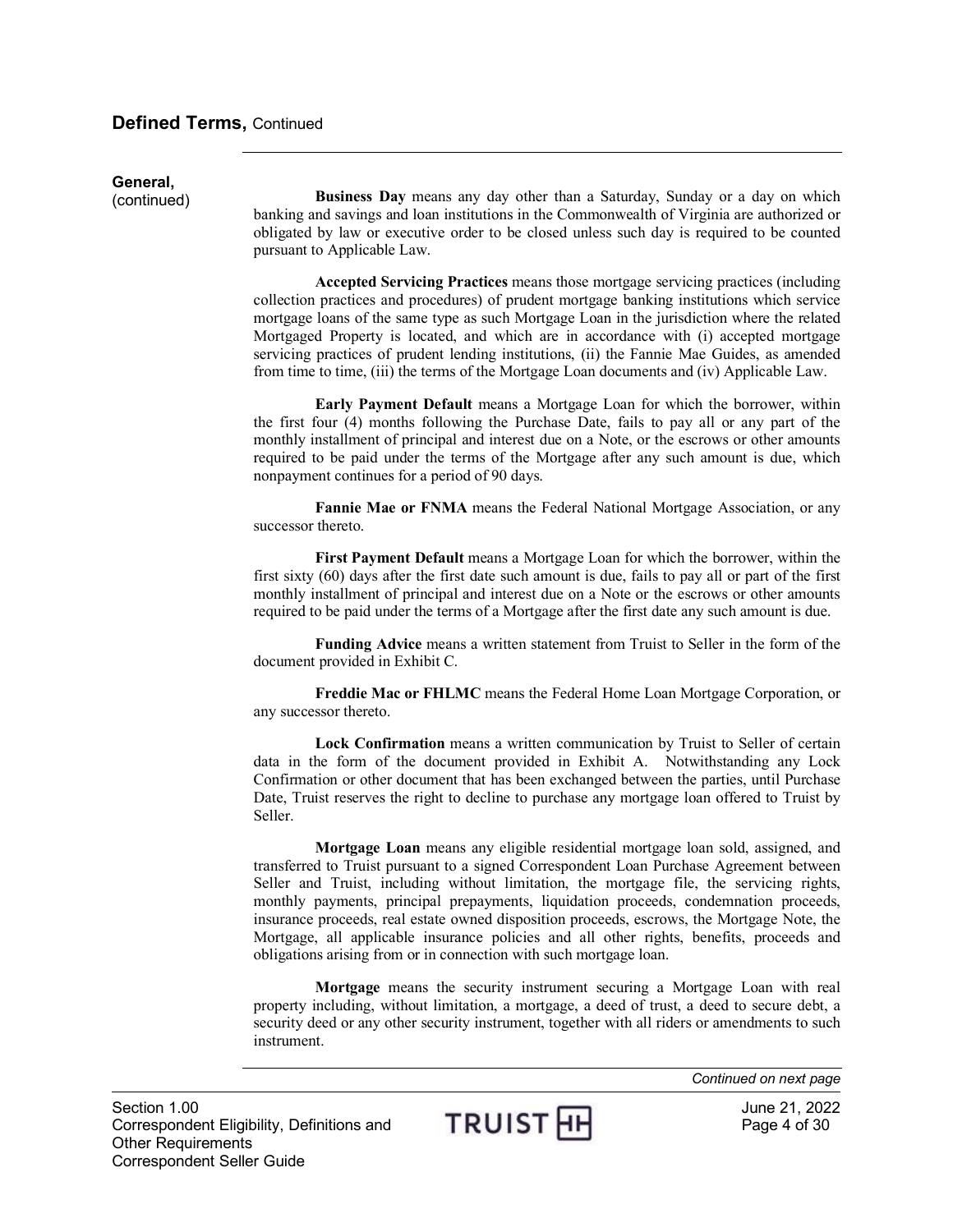## Defined Terms, Continued

**General,** (continued)

**Business Day** means any day other than a Saturday, Sunday or a day on which banking and savings and loan institutions in the Commonwealth of Virginia are authorized or obligated by law or executive order to be closed unless such day is required to be counted pursuant to Applicable Law.

**Accepted Servicing Practices** means those mortgage servicing practices (including collection practices and procedures) of prudent mortgage banking institutions which service mortgage loans of the same type as such Mortgage Loan in the jurisdiction where the related Mortgaged Property is located, and which are in accordance with (i) accepted mortgage servicing practices of prudent lending institutions, (ii) the Fannie Mae Guides, as amended from time to time, (iii) the terms of the Mortgage Loan documents and (iv) Applicable Law.

**Early Payment Default** means a Mortgage Loan for which the borrower, within the first four (4) months following the Purchase Date, fails to pay all or any part of the monthly installment of principal and interest due on a Note, or the escrows or other amounts required to be paid under the terms of the Mortgage after any such amount is due, which nonpayment continues for a period of 90 days.

**Fannie Mae or FNMA** means the Federal National Mortgage Association, or any successor thereto.

**First Payment Default** means a Mortgage Loan for which the borrower, within the first sixty (60) days after the first date such amount is due, fails to pay all or part of the first monthly installment of principal and interest due on a Note or the escrows or other amounts required to be paid under the terms of a Mortgage after the first date any such amount is due.

**Funding Advice** means a written statement from Truist to Seller in the form of the document provided in Exhibit C.

**Freddie Mac or FHLMC** means the Federal Home Loan Mortgage Corporation, or any successor thereto.

**Lock Confirmation** means a written communication by Truist to Seller of certain data in the form of the document provided in Exhibit A. Notwithstanding any Lock Confirmation or other document that has been exchanged between the parties, until Purchase Date, Truist reserves the right to decline to purchase any mortgage loan offered to Truist by Seller.

**Mortgage Loan** means any eligible residential mortgage loan sold, assigned, and transferred to Truist pursuant to a signed Correspondent Loan Purchase Agreement between Seller and Truist, including without limitation, the mortgage file, the servicing rights, monthly payments, principal prepayments, liquidation proceeds, condemnation proceeds, insurance proceeds, real estate owned disposition proceeds, escrows, the Mortgage Note, the Mortgage, all applicable insurance policies and all other rights, benefits, proceeds and obligations arising from or in connection with such mortgage loan.

**Mortgage** means the security instrument securing a Mortgage Loan with real property including, without limitation, a mortgage, a deed of trust, a deed to secure debt, a security deed or any other security instrument, together with all riders or amendments to such instrument.

*Continued on next page*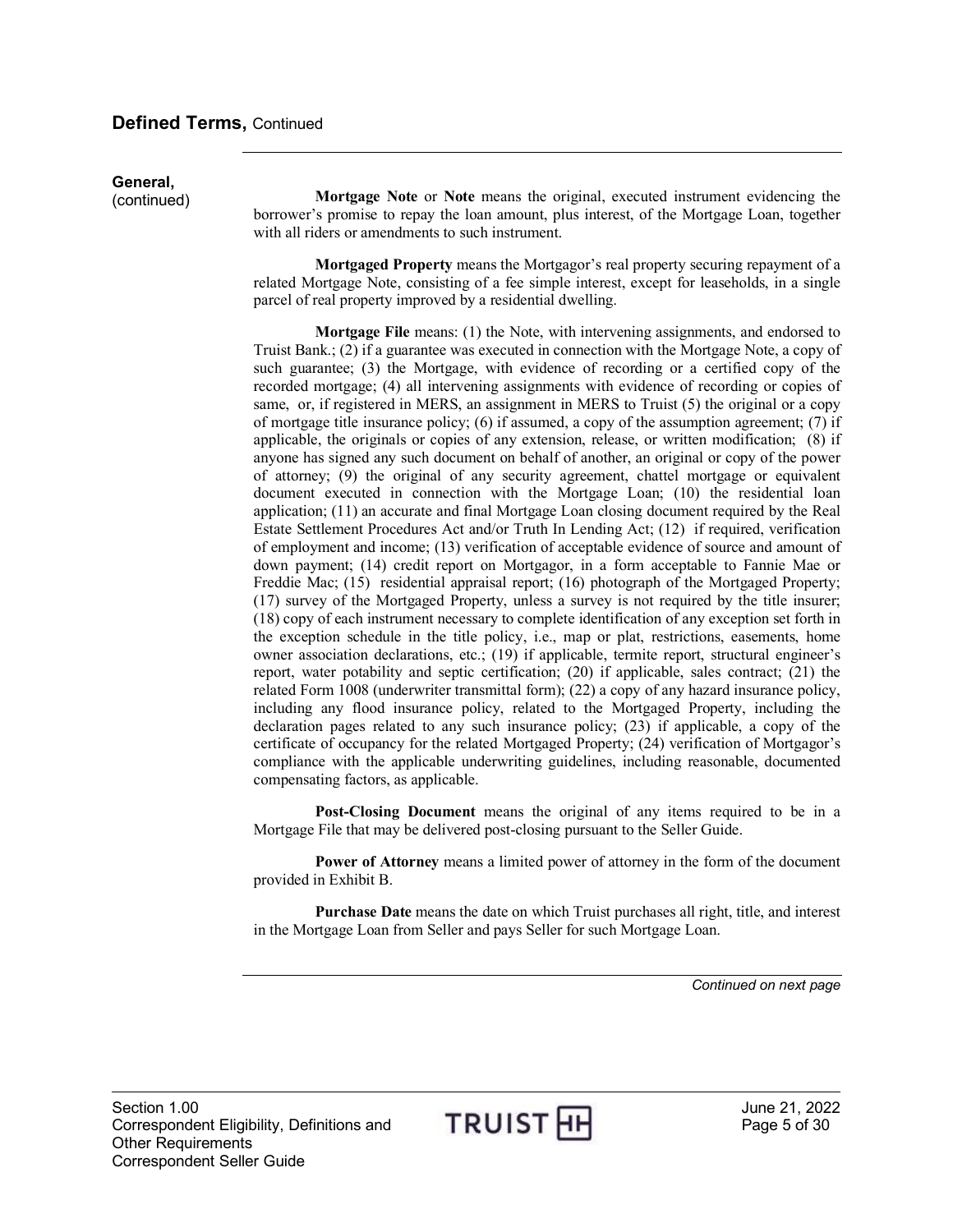## Defined Terms, Continued

**General,** (continued)

**Mortgage Note** or **Note** means the original, executed instrument evidencing the borrower's promise to repay the loan amount, plus interest, of the Mortgage Loan, together with all riders or amendments to such instrument.

**Mortgaged Property** means the Mortgagor's real property securing repayment of a related Mortgage Note, consisting of a fee simple interest, except for leaseholds, in a single parcel of real property improved by a residential dwelling.

**Mortgage File** means: (1) the Note, with intervening assignments, and endorsed to Truist Bank.; (2) if a guarantee was executed in connection with the Mortgage Note, a copy of such guarantee; (3) the Mortgage, with evidence of recording or a certified copy of the recorded mortgage; (4) all intervening assignments with evidence of recording or copies of same, or, if registered in MERS, an assignment in MERS to Truist (5) the original or a copy of mortgage title insurance policy; (6) if assumed, a copy of the assumption agreement; (7) if applicable, the originals or copies of any extension, release, or written modification; (8) if anyone has signed any such document on behalf of another, an original or copy of the power of attorney; (9) the original of any security agreement, chattel mortgage or equivalent document executed in connection with the Mortgage Loan; (10) the residential loan application; (11) an accurate and final Mortgage Loan closing document required by the Real Estate Settlement Procedures Act and/or Truth In Lending Act; (12) if required, verification of employment and income; (13) verification of acceptable evidence of source and amount of down payment; (14) credit report on Mortgagor, in a form acceptable to Fannie Mae or Freddie Mac; (15) residential appraisal report; (16) photograph of the Mortgaged Property; (17) survey of the Mortgaged Property, unless a survey is not required by the title insurer; (18) copy of each instrument necessary to complete identification of any exception set forth in the exception schedule in the title policy, i.e., map or plat, restrictions, easements, home owner association declarations, etc.; (19) if applicable, termite report, structural engineer's report, water potability and septic certification; (20) if applicable, sales contract; (21) the related Form 1008 (underwriter transmittal form); (22) a copy of any hazard insurance policy, including any flood insurance policy, related to the Mortgaged Property, including the declaration pages related to any such insurance policy; (23) if applicable, a copy of the certificate of occupancy for the related Mortgaged Property; (24) verification of Mortgagor's compliance with the applicable underwriting guidelines, including reasonable, documented compensating factors, as applicable.

**Post-Closing Document** means the original of any items required to be in a Mortgage File that may be delivered post-closing pursuant to the Seller Guide.

**Power of Attorney** means a limited power of attorney in the form of the document provided in Exhibit B.

**Purchase Date** means the date on which Truist purchases all right, title, and interest in the Mortgage Loan from Seller and pays Seller for such Mortgage Loan.

*Continued on next page*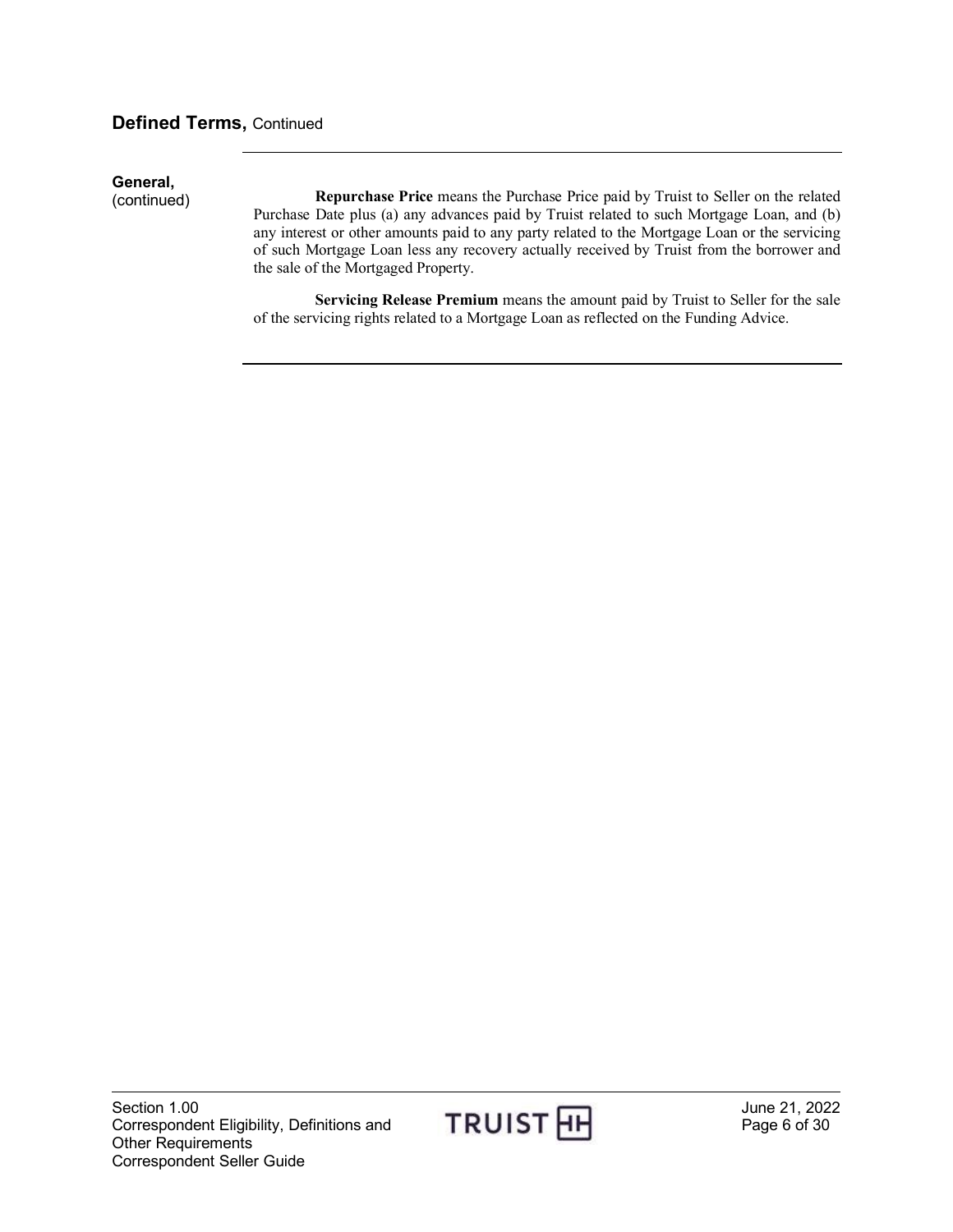## Defined Terms, Continued

**General,** (continued)

**Repurchase Price** means the Purchase Price paid by Truist to Seller on the related Purchase Date plus (a) any advances paid by Truist related to such Mortgage Loan, and (b) any interest or other amounts paid to any party related to the Mortgage Loan or the servicing of such Mortgage Loan less any recovery actually received by Truist from the borrower and the sale of the Mortgaged Property.

**Servicing Release Premium** means the amount paid by Truist to Seller for the sale of the servicing rights related to a Mortgage Loan as reflected on the Funding Advice.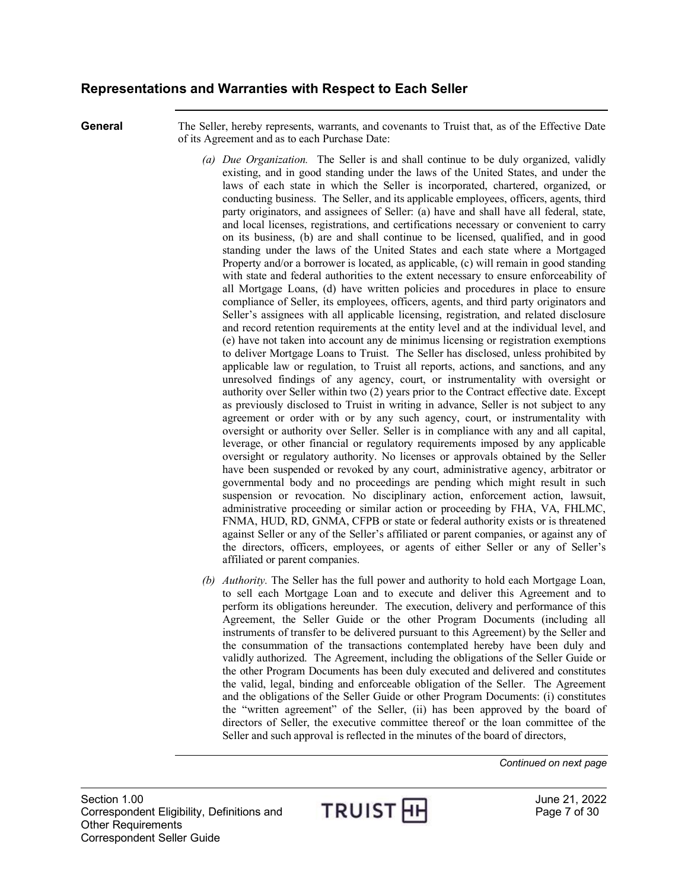## Representations and Warranties with Respect to Each Seller

**General**

The Seller, hereby represents, warrants, and covenants to Truist that, as of the Effective Date of its Agreement and as to each Purchase Date:

(a) *Due Organization.* The Seller is and shall continue to be duly organized, validly existing, and in good standing under the laws of the United States, and under the laws of each state in which the Seller is incorporated, chartered, organized, or conducting business. The Seller, and its applicable employees, officers, agents, third party originators, and assignees of Seller: (a) have and shall have all federal, state, and local licenses, registrations, and certifications necessary or convenient to carry on its business, (b) are and shall continue to be licensed, qualified, and in good standing under the laws of the United States and each state where a Mortgaged Property and/or a borrower is located, as applicable, (c) will remain in good standing with state and federal authorities to the extent necessary to ensure enforceability of all Mortgage Loans, (d) have written policies and procedures in place to ensure compliance of Seller, its employees, officers, agents, and third party originators and Seller's assignees with all applicable licensing, registration, and related disclosure and record retention requirements at the entity level and at the individual level, and (e) have not taken into account any de minimus licensing or registration exemptions to deliver Mortgage Loans to Truist. The Seller has disclosed, unless prohibited by applicable law or regulation, to Truist all reports, actions, and sanctions, and any unresolved findings of any agency, court, or instrumentality with oversight or authority over Seller within two (2) years prior to the Contract effective date. Except as previously disclosed to Truist in writing in advance, Seller is not subject to any agreement or order with or by any such agency, court, or instrumentality with oversight or authority over Seller. Seller is in compliance with any and all capital, leverage, or other financial or regulatory requirements imposed by any applicable oversight or regulatory authority. No licenses or approvals obtained by the Seller have been suspended or revoked by any court, administrative agency, arbitrator or governmental body and no proceedings are pending which might result in such suspension or revocation. No disciplinary action, enforcement action, lawsuit, administrative proceeding or similar action or proceeding by FHA, VA, FHLMC, FNMA, HUD, RD, GNMA, CFPB or state or federal authority exists or is threatened against Seller or any of the Seller's affiliated or parent companies, or against any of the directors, officers, employees, or agents of either Seller or any of Seller's affiliated or parent companies.

(b) *Authority.* The Seller has the full power and authority to hold each Mortgage Loan, to sell each Mortgage Loan and to execute and deliver this Agreement and to perform its obligations hereunder. The execution, delivery and performance of this Agreement, the Seller Guide or the other Program Documents (including all instruments of transfer to be delivered pursuant to this Agreement) by the Seller and the consummation of the transactions contemplated hereby have been duly and validly authorized. The Agreement, including the obligations of the Seller Guide or the other Program Documents has been duly executed and delivered and constitutes the valid, legal, binding and enforceable obligation of the Seller. The Agreement and the obligations of the Seller Guide or other Program Documents: (i) constitutes the "written agreement" of the Seller, (ii) has been approved by the board of directors of Seller, the executive committee thereof or the loan committee of the Seller and such approval is reflected in the minutes of the board of directors,

*Continued on next page*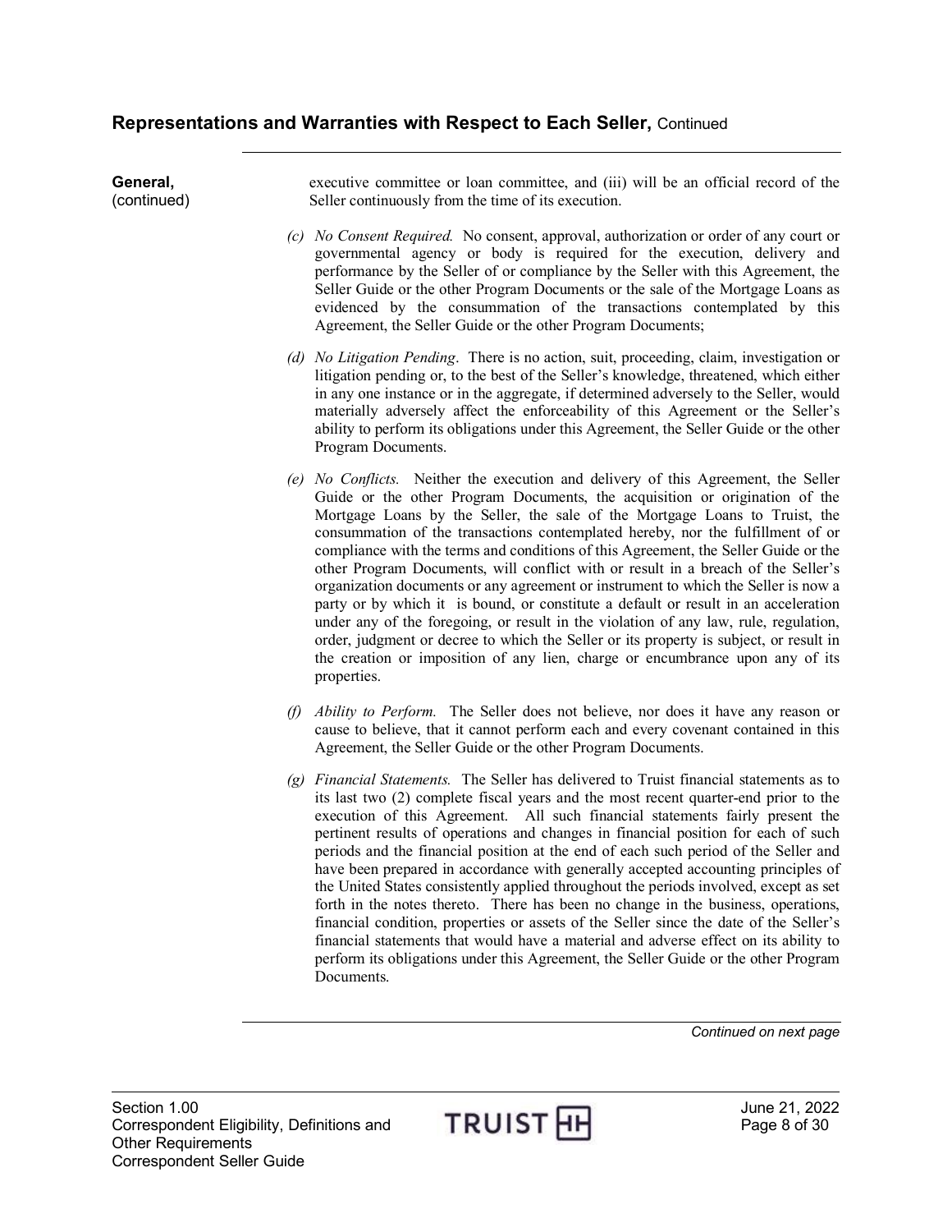## Representations and Warranties with Respect to Each Seller, Continued

**General,** (continued)

executive committee or loan committee, and (iii) will be an official record of the Seller continuously from the time of its execution.

(c) *No Consent Required.* No consent, approval, authorization or order of any court or governmental agency or body is required for the execution, delivery and performance by the Seller of or compliance by the Seller with this Agreement, the Seller Guide or the other Program Documents or the sale of the Mortgage Loans as evidenced by the consummation of the transactions contemplated by this Agreement, the Seller Guide or the other Program Documents;

(d) *No Litigation Pending.* There is no action, suit, proceeding, claim, investigation or litigation pending or, to the best of the Seller's knowledge, threatened, which either in any one instance or in the aggregate, if determined adversely to the Seller, would materially adversely affect the enforceability of this Agreement or the Seller's ability to perform its obligations under this Agreement, the Seller Guide or the other Program Documents.

(e) *No Conflicts.* Neither the execution and delivery of this Agreement, the Seller Guide or the other Program Documents, the acquisition or origination of the Mortgage Loans by the Seller, the sale of the Mortgage Loans to Truist, the consummation of the transactions contemplated hereby, nor the fulfillment of or compliance with the terms and conditions of this Agreement, the Seller Guide or the other Program Documents, will conflict with or result in a breach of the Seller's organization documents or any agreement or instrument to which the Seller is now a party or by which it is bound, or constitute a default or result in an acceleration under any of the foregoing, or result in the violation of any law, rule, regulation, order, judgment or decree to which the Seller or its property is subject, or result in the creation or imposition of any lien, charge or encumbrance upon any of its properties.

(f) *Ability to Perform.* The Seller does not believe, nor does it have any reason or cause to believe, that it cannot perform each and every covenant contained in this Agreement, the Seller Guide or the other Program Documents.

(g) *Financial Statements.* The Seller has delivered to Truist financial statements as to its last two (2) complete fiscal years and the most recent quarter-end prior to the execution of this Agreement. All such financial statements fairly present the pertinent results of operations and changes in financial position for each of such periods and the financial position at the end of each such period of the Seller and have been prepared in accordance with generally accepted accounting principles of the United States consistently applied throughout the periods involved, except as set forth in the notes thereto. There has been no change in the business, operations, financial condition, properties or assets of the Seller since the date of the Seller's financial statements that would have a material and adverse effect on its ability to perform its obligations under this Agreement, the Seller Guide or the other Program Documents.

*Continued on next page*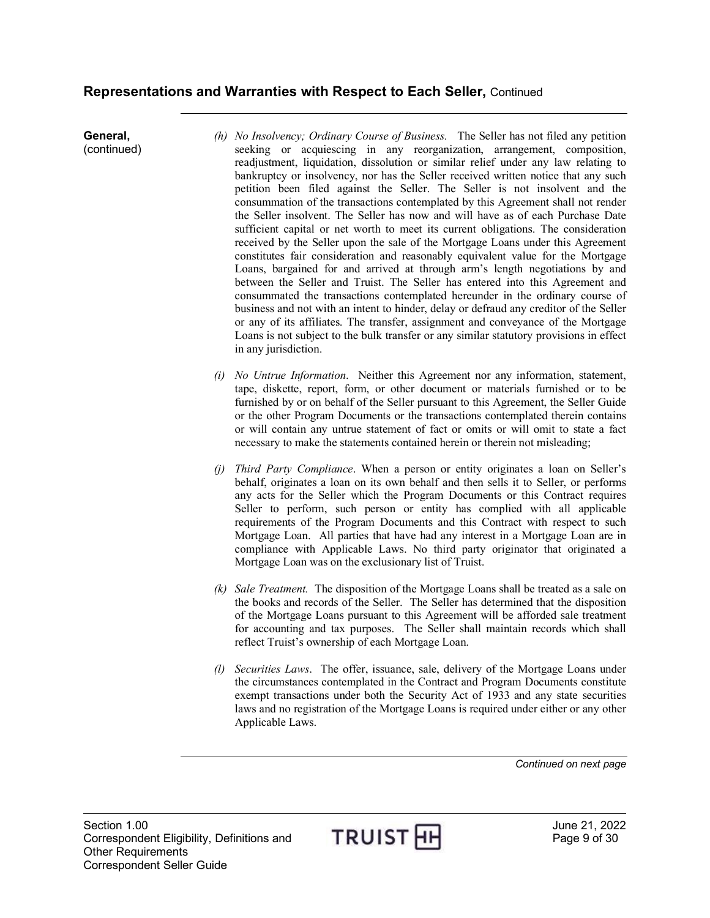## Representations and Warranties with Respect to Each Seller, Continued

**General,** (continued)

*(h) No Insolvency; Ordinary Course of Business.* The Seller has not filed any petition seeking or acquiescing in any reorganization, arrangement, composition, readjustment, liquidation, dissolution or similar relief under any law relating to bankruptcy or insolvency, nor has the Seller received written notice that any such petition been filed against the Seller. The Seller is not insolvent and the consummation of the transactions contemplated by this Agreement shall not render the Seller insolvent. The Seller has now and will have as of each Purchase Date sufficient capital or net worth to meet its current obligations. The consideration received by the Seller upon the sale of the Mortgage Loans under this Agreement constitutes fair consideration and reasonably equivalent value for the Mortgage Loans, bargained for and arrived at through arm's length negotiations by and between the Seller and Truist. The Seller has entered into this Agreement and consummated the transactions contemplated hereunder in the ordinary course of business and not with an intent to hinder, delay or defraud any creditor of the Seller or any of its affiliates. The transfer, assignment and conveyance of the Mortgage Loans is not subject to the bulk transfer or any similar statutory provisions in effect in any jurisdiction.

*(i) No Untrue Information*. Neither this Agreement nor any information, statement, tape, diskette, report, form, or other document or materials furnished or to be furnished by or on behalf of the Seller pursuant to this Agreement, the Seller Guide or the other Program Documents or the transactions contemplated therein contains or will contain any untrue statement of fact or omits or will omit to state a fact necessary to make the statements contained herein or therein not misleading;

*(j) Third Party Compliance*. When a person or entity originates a loan on Seller's behalf, originates a loan on its own behalf and then sells it to Seller, or performs any acts for the Seller which the Program Documents or this Contract requires Seller to perform, such person or entity has complied with all applicable requirements of the Program Documents and this Contract with respect to such Mortgage Loan. All parties that have had any interest in a Mortgage Loan are in compliance with Applicable Laws. No third party originator that originated a Mortgage Loan was on the exclusionary list of Truist.

*(k) Sale Treatment.* The disposition of the Mortgage Loans shall be treated as a sale on the books and records of the Seller. The Seller has determined that the disposition of the Mortgage Loans pursuant to this Agreement will be afforded sale treatment for accounting and tax purposes. The Seller shall maintain records which shall reflect Truist's ownership of each Mortgage Loan.

*(l) Securities Laws*. The offer, issuance, sale, delivery of the Mortgage Loans under the circumstances contemplated in the Contract and Program Documents constitute exempt transactions under both the Security Act of 1933 and any state securities laws and no registration of the Mortgage Loans is required under either or any other Applicable Laws.

*Continued on next page*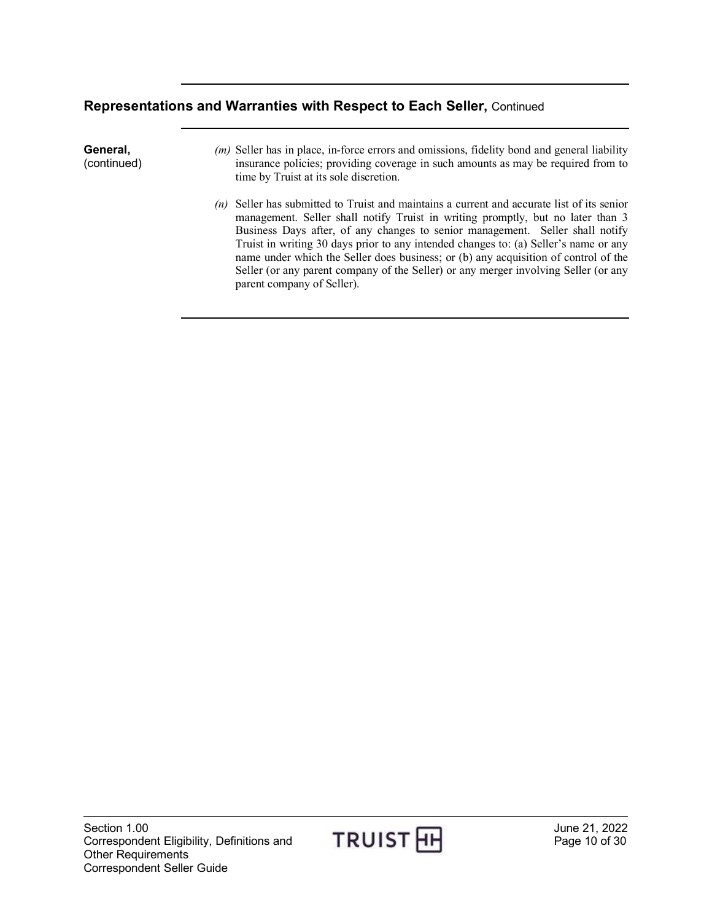## Representations and Warranties with Respect to Each Seller, Continued

**General,** (continued)

*(m)* Seller has in place, in-force errors and omissions, fidelity bond and general liability insurance policies; providing coverage in such amounts as may be required from to time by Truist at its sole discretion.

*(n)* Seller has submitted to Truist and maintains a current and accurate list of its senior management. Seller shall notify Truist in writing promptly, but no later than 3 Business Days after, of any changes to senior management. Seller shall notify Truist in writing 30 days prior to any intended changes to: (a) Seller's name or any name under which the Seller does business; or (b) any acquisition of control of the Seller (or any parent company of the Seller) or any merger involving Seller (or any parent company of Seller).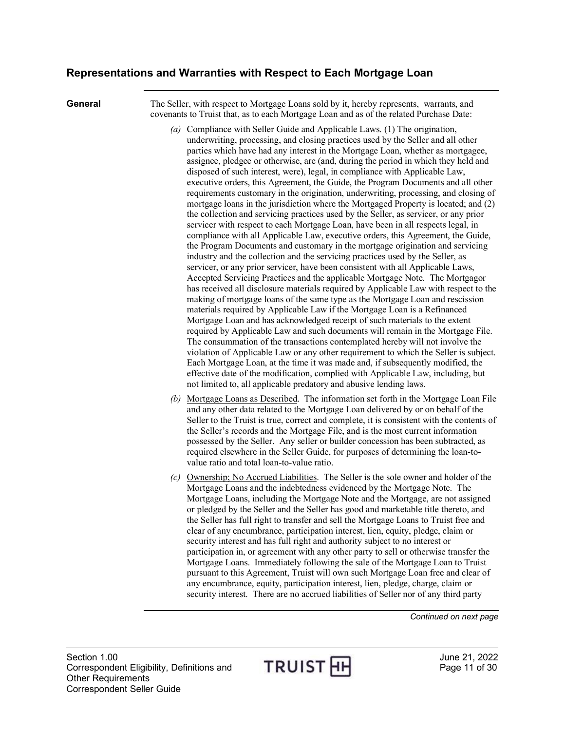## Representations and Warranties with Respect to Each Mortgage Loan

**General**

The Seller, with respect to Mortgage Loans sold by it, hereby represents, warrants, and covenants to Truist that, as to each Mortgage Loan and as of the related Purchase Date:

*(a)* Compliance with Seller Guide and Applicable Laws. (1) The origination, underwriting, processing, and closing practices used by the Seller and all other parties which have had any interest in the Mortgage Loan, whether as mortgagee, assignee, pledgee or otherwise, are (and, during the period in which they held and disposed of such interest, were), legal, in compliance with Applicable Law, executive orders, this Agreement, the Guide, the Program Documents and all other requirements customary in the origination, underwriting, processing, and closing of mortgage loans in the jurisdiction where the Mortgaged Property is located; and (2) the collection and servicing practices used by the Seller, as servicer, or any prior servicer with respect to each Mortgage Loan, have been in all respects legal, in compliance with all Applicable Law, executive orders, this Agreement, the Guide, the Program Documents and customary in the mortgage origination and servicing industry and the collection and the servicing practices used by the Seller, as servicer, or any prior servicer, have been consistent with all Applicable Laws, Accepted Servicing Practices and the applicable Mortgage Note. The Mortgagor has received all disclosure materials required by Applicable Law with respect to the making of mortgage loans of the same type as the Mortgage Loan and rescission materials required by Applicable Law if the Mortgage Loan is a Refinanced Mortgage Loan and has acknowledged receipt of such materials to the extent required by Applicable Law and such documents will remain in the Mortgage File. The consummation of the transactions contemplated hereby will not involve the violation of Applicable Law or any other requirement to which the Seller is subject. Each Mortgage Loan, at the time it was made and, if subsequently modified, the effective date of the modification, complied with Applicable Law, including, but not limited to, all applicable predatory and abusive lending laws.

*(b)* Mortgage Loans as Described. The information set forth in the Mortgage Loan File and any other data related to the Mortgage Loan delivered by or on behalf of the Seller to the Truist is true, correct and complete, it is consistent with the contents of the Seller's records and the Mortgage File, and is the most current information possessed by the Seller. Any seller or builder concession has been subtracted, as required elsewhere in the Seller Guide, for purposes of determining the loan-to-value ratio and total loan-to-value ratio.

*(c)* Ownership; No Accrued Liabilities. The Seller is the sole owner and holder of the Mortgage Loans and the indebtedness evidenced by the Mortgage Note. The Mortgage Loans, including the Mortgage Note and the Mortgage, are not assigned or pledged by the Seller and the Seller has good and marketable title thereto, and the Seller has full right to transfer and sell the Mortgage Loans to Truist free and clear of any encumbrance, participation interest, lien, equity, pledge, claim or security interest and has full right and authority subject to no interest or participation in, or agreement with any other party to sell or otherwise transfer the Mortgage Loans. Immediately following the sale of the Mortgage Loan to Truist pursuant to this Agreement, Truist will own such Mortgage Loan free and clear of any encumbrance, equity, participation interest, lien, pledge, charge, claim or security interest. There are no accrued liabilities of Seller nor of any third party

*Continued on next page*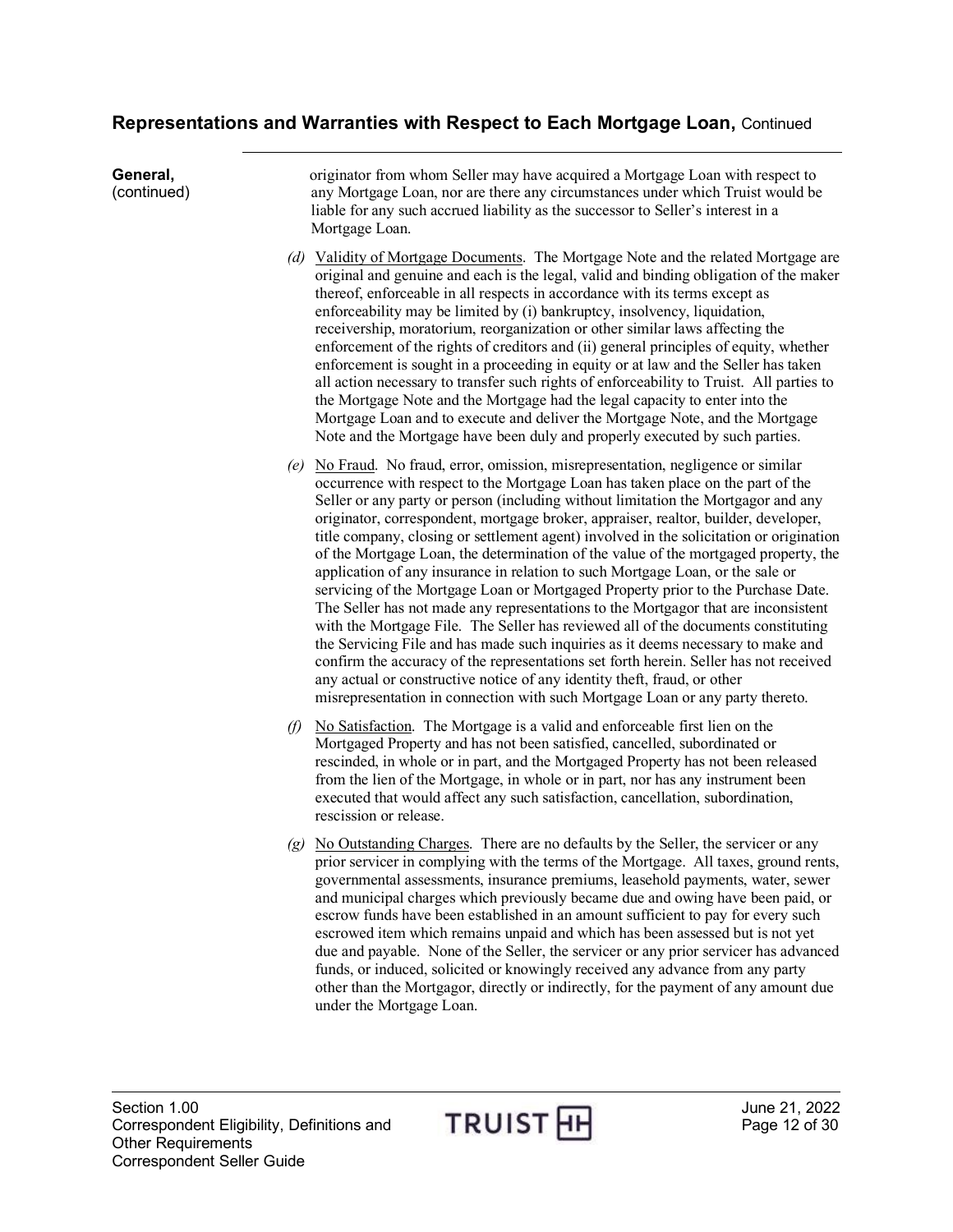## Representations and Warranties with Respect to Each Mortgage Loan, Continued

**General,** (continued)

originator from whom Seller may have acquired a Mortgage Loan with respect to any Mortgage Loan, nor are there any circumstances under which Truist would be liable for any such accrued liability as the successor to Seller's interest in a Mortgage Loan.

*(d)* Validity of Mortgage Documents. The Mortgage Note and the related Mortgage are original and genuine and each is the legal, valid and binding obligation of the maker thereof, enforceable in all respects in accordance with its terms except as enforceability may be limited by (i) bankruptcy, insolvency, liquidation, receivership, moratorium, reorganization or other similar laws affecting the enforcement of the rights of creditors and (ii) general principles of equity, whether enforcement is sought in a proceeding in equity or at law and the Seller has taken all action necessary to transfer such rights of enforceability to Truist. All parties to the Mortgage Note and the Mortgage had the legal capacity to enter into the Mortgage Loan and to execute and deliver the Mortgage Note, and the Mortgage Note and the Mortgage have been duly and properly executed by such parties.

*(e)* No Fraud. No fraud, error, omission, misrepresentation, negligence or similar occurrence with respect to the Mortgage Loan has taken place on the part of the Seller or any party or person (including without limitation the Mortgagor and any originator, correspondent, mortgage broker, appraiser, realtor, builder, developer, title company, closing or settlement agent) involved in the solicitation or origination of the Mortgage Loan, the determination of the value of the mortgaged property, the application of any insurance in relation to such Mortgage Loan, or the sale or servicing of the Mortgage Loan or Mortgaged Property prior to the Purchase Date. The Seller has not made any representations to the Mortgagor that are inconsistent with the Mortgage File. The Seller has reviewed all of the documents constituting the Servicing File and has made such inquiries as it deems necessary to make and confirm the accuracy of the representations set forth herein. Seller has not received any actual or constructive notice of any identity theft, fraud, or other misrepresentation in connection with such Mortgage Loan or any party thereto.

*(f)* No Satisfaction. The Mortgage is a valid and enforceable first lien on the Mortgaged Property and has not been satisfied, cancelled, subordinated or rescinded, in whole or in part, and the Mortgaged Property has not been released from the lien of the Mortgage, in whole or in part, nor has any instrument been executed that would affect any such satisfaction, cancellation, subordination, rescission or release.

*(g)* No Outstanding Charges. There are no defaults by the Seller, the servicer or any prior servicer in complying with the terms of the Mortgage. All taxes, ground rents, governmental assessments, insurance premiums, leasehold payments, water, sewer and municipal charges which previously became due and owing have been paid, or escrow funds have been established in an amount sufficient to pay for every such escrowed item which remains unpaid and which has been assessed but is not yet due and payable. None of the Seller, the servicer or any prior servicer has advanced funds, or induced, solicited or knowingly received any advance from any party other than the Mortgagor, directly or indirectly, for the payment of any amount due under the Mortgage Loan.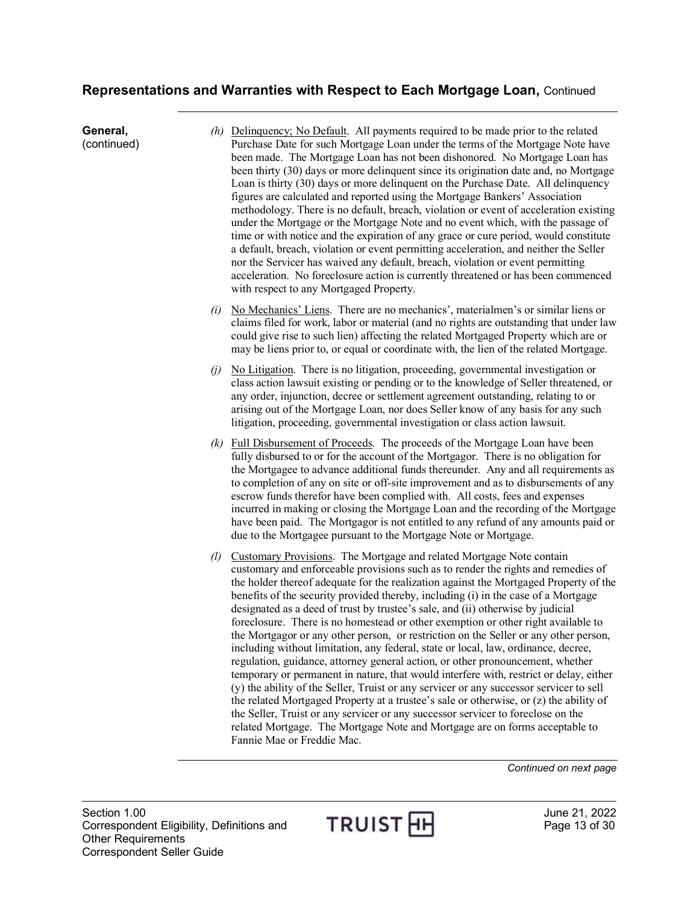## Representations and Warranties with Respect to Each Mortgage Loan, Continued

**General,** (continued)

*(h)* Delinquency; No Default. All payments required to be made prior to the related Purchase Date for such Mortgage Loan under the terms of the Mortgage Note have been made. The Mortgage Loan has not been dishonored. No Mortgage Loan has been thirty (30) days or more delinquent since its origination date and, no Mortgage Loan is thirty (30) days or more delinquent on the Purchase Date. All delinquency figures are calculated and reported using the Mortgage Bankers' Association methodology. There is no default, breach, violation or event of acceleration existing under the Mortgage or the Mortgage Note and no event which, with the passage of time or with notice and the expiration of any grace or cure period, would constitute a default, breach, violation or event permitting acceleration, and neither the Seller nor the Servicer has waived any default, breach, violation or event permitting acceleration. No foreclosure action is currently threatened or has been commenced with respect to any Mortgaged Property.

*(i)* No Mechanics' Liens. There are no mechanics', materialmen's or similar liens or claims filed for work, labor or material (and no rights are outstanding that under law could give rise to such lien) affecting the related Mortgaged Property which are or may be liens prior to, or equal or coordinate with, the lien of the related Mortgage.

*(j)* No Litigation. There is no litigation, proceeding, governmental investigation or class action lawsuit existing or pending or to the knowledge of Seller threatened, or any order, injunction, decree or settlement agreement outstanding, relating to or arising out of the Mortgage Loan, nor does Seller know of any basis for any such litigation, proceeding, governmental investigation or class action lawsuit.

*(k)* Full Disbursement of Proceeds. The proceeds of the Mortgage Loan have been fully disbursed to or for the account of the Mortgagor. There is no obligation for the Mortgagee to advance additional funds thereunder. Any and all requirements as to completion of any on site or off-site improvement and as to disbursements of any escrow funds therefor have been complied with. All costs, fees and expenses incurred in making or closing the Mortgage Loan and the recording of the Mortgage have been paid. The Mortgagor is not entitled to any refund of any amounts paid or due to the Mortgagee pursuant to the Mortgage Note or Mortgage.

*(l)* Customary Provisions. The Mortgage and related Mortgage Note contain customary and enforceable provisions such as to render the rights and remedies of the holder thereof adequate for the realization against the Mortgaged Property of the benefits of the security provided thereby, including (i) in the case of a Mortgage designated as a deed of trust by trustee's sale, and (ii) otherwise by judicial foreclosure. There is no homestead or other exemption or other right available to the Mortgagor or any other person, or restriction on the Seller or any other person, including without limitation, any federal, state or local, law, ordinance, decree, regulation, guidance, attorney general action, or other pronouncement, whether temporary or permanent in nature, that would interfere with, restrict or delay, either (y) the ability of the Seller, Truist or any servicer or any successor servicer to sell the related Mortgaged Property at a trustee's sale or otherwise, or (z) the ability of the Seller, Truist or any servicer or any successor servicer to foreclose on the related Mortgage. The Mortgage Note and Mortgage are on forms acceptable to Fannie Mae or Freddie Mac.

*Continued on next page*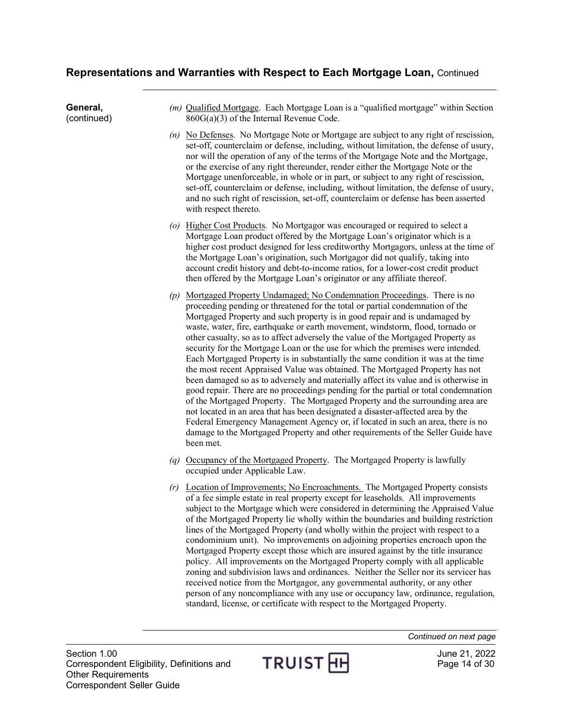## Representations and Warranties with Respect to Each Mortgage Loan, Continued

**General,** (continued)

*(m)* Qualified Mortgage. Each Mortgage Loan is a "qualified mortgage" within Section 860G(a)(3) of the Internal Revenue Code.

*(n)* No Defenses. No Mortgage Note or Mortgage are subject to any right of rescission, set-off, counterclaim or defense, including, without limitation, the defense of usury, nor will the operation of any of the terms of the Mortgage Note and the Mortgage, or the exercise of any right thereunder, render either the Mortgage Note or the Mortgage unenforceable, in whole or in part, or subject to any right of rescission, set-off, counterclaim or defense, including, without limitation, the defense of usury, and no such right of rescission, set-off, counterclaim or defense has been asserted with respect thereto.

*(o)* Higher Cost Products. No Mortgagor was encouraged or required to select a Mortgage Loan product offered by the Mortgage Loan's originator which is a higher cost product designed for less creditworthy Mortgagors, unless at the time of the Mortgage Loan's origination, such Mortgagor did not qualify, taking into account credit history and debt-to-income ratios, for a lower-cost credit product then offered by the Mortgage Loan's originator or any affiliate thereof.

*(p)* Mortgaged Property Undamaged; No Condemnation Proceedings. There is no proceeding pending or threatened for the total or partial condemnation of the Mortgaged Property and such property is in good repair and is undamaged by waste, water, fire, earthquake or earth movement, windstorm, flood, tornado or other casualty, so as to affect adversely the value of the Mortgaged Property as security for the Mortgage Loan or the use for which the premises were intended. Each Mortgaged Property is in substantially the same condition it was at the time the most recent Appraised Value was obtained. The Mortgaged Property has not been damaged so as to adversely and materially affect its value and is otherwise in good repair. There are no proceedings pending for the partial or total condemnation of the Mortgaged Property. The Mortgaged Property and the surrounding area are not located in an area that has been designated a disaster-affected area by the Federal Emergency Management Agency or, if located in such an area, there is no damage to the Mortgaged Property and other requirements of the Seller Guide have been met.

*(q)* Occupancy of the Mortgaged Property. The Mortgaged Property is lawfully occupied under Applicable Law.

*(r)* Location of Improvements; No Encroachments. The Mortgaged Property consists of a fee simple estate in real property except for leaseholds. All improvements subject to the Mortgage which were considered in determining the Appraised Value of the Mortgaged Property lie wholly within the boundaries and building restriction lines of the Mortgaged Property (and wholly within the project with respect to a condominium unit). No improvements on adjoining properties encroach upon the Mortgaged Property except those which are insured against by the title insurance policy. All improvements on the Mortgaged Property comply with all applicable zoning and subdivision laws and ordinances. Neither the Seller nor its servicer has received notice from the Mortgagor, any governmental authority, or any other person of any noncompliance with any use or occupancy law, ordinance, regulation, standard, license, or certificate with respect to the Mortgaged Property.

*Continued on next page*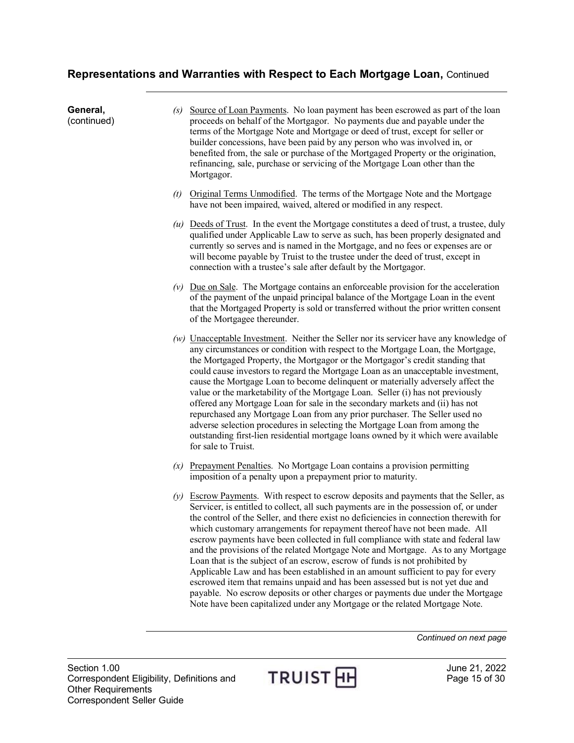## Representations and Warranties with Respect to Each Mortgage Loan, Continued

**General,** (continued)

*(s)* Source of Loan Payments. No loan payment has been escrowed as part of the loan proceeds on behalf of the Mortgagor. No payments due and payable under the terms of the Mortgage Note and Mortgage or deed of trust, except for seller or builder concessions, have been paid by any person who was involved in, or benefited from, the sale or purchase of the Mortgaged Property or the origination, refinancing, sale, purchase or servicing of the Mortgage Loan other than the Mortgagor.

*(t)* Original Terms Unmodified. The terms of the Mortgage Note and the Mortgage have not been impaired, waived, altered or modified in any respect.

*(u)* Deeds of Trust. In the event the Mortgage constitutes a deed of trust, a trustee, duly qualified under Applicable Law to serve as such, has been properly designated and currently so serves and is named in the Mortgage, and no fees or expenses are or will become payable by Truist to the trustee under the deed of trust, except in connection with a trustee's sale after default by the Mortgagor.

*(v)* Due on Sale. The Mortgage contains an enforceable provision for the acceleration of the payment of the unpaid principal balance of the Mortgage Loan in the event that the Mortgaged Property is sold or transferred without the prior written consent of the Mortgagee thereunder.

*(w)* Unacceptable Investment. Neither the Seller nor its servicer have any knowledge of any circumstances or condition with respect to the Mortgage Loan, the Mortgage, the Mortgaged Property, the Mortgagor or the Mortgagor's credit standing that could cause investors to regard the Mortgage Loan as an unacceptable investment, cause the Mortgage Loan to become delinquent or materially adversely affect the value or the marketability of the Mortgage Loan. Seller (i) has not previously offered any Mortgage Loan for sale in the secondary markets and (ii) has not repurchased any Mortgage Loan from any prior purchaser. The Seller used no adverse selection procedures in selecting the Mortgage Loan from among the outstanding first-lien residential mortgage loans owned by it which were available for sale to Truist.

*(x)* Prepayment Penalties. No Mortgage Loan contains a provision permitting imposition of a penalty upon a prepayment prior to maturity.

*(y)* Escrow Payments. With respect to escrow deposits and payments that the Seller, as Servicer, is entitled to collect, all such payments are in the possession of, or under the control of the Seller, and there exist no deficiencies in connection therewith for which customary arrangements for repayment thereof have not been made. All escrow payments have been collected in full compliance with state and federal law and the provisions of the related Mortgage Note and Mortgage. As to any Mortgage Loan that is the subject of an escrow, escrow of funds is not prohibited by Applicable Law and has been established in an amount sufficient to pay for every escrowed item that remains unpaid and has been assessed but is not yet due and payable. No escrow deposits or other charges or payments due under the Mortgage Note have been capitalized under any Mortgage or the related Mortgage Note.

*Continued on next page*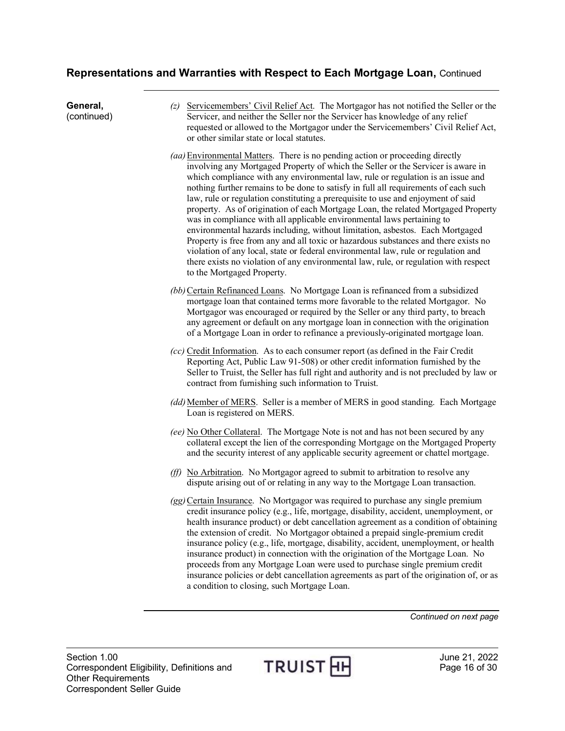## Representations and Warranties with Respect to Each Mortgage Loan, Continued

**General,** (continued)

*(z)* Servicemembers' Civil Relief Act. The Mortgagor has not notified the Seller or the Servicer, and neither the Seller nor the Servicer has knowledge of any relief requested or allowed to the Mortgagor under the Servicemembers' Civil Relief Act, or other similar state or local statutes.

*(aa)* Environmental Matters. There is no pending action or proceeding directly involving any Mortgaged Property of which the Seller or the Servicer is aware in which compliance with any environmental law, rule or regulation is an issue and nothing further remains to be done to satisfy in full all requirements of each such law, rule or regulation constituting a prerequisite to use and enjoyment of said property. As of origination of each Mortgage Loan, the related Mortgaged Property was in compliance with all applicable environmental laws pertaining to environmental hazards including, without limitation, asbestos. Each Mortgaged Property is free from any and all toxic or hazardous substances and there exists no violation of any local, state or federal environmental law, rule or regulation and there exists no violation of any environmental law, rule, or regulation with respect to the Mortgaged Property.

*(bb)* Certain Refinanced Loans. No Mortgage Loan is refinanced from a subsidized mortgage loan that contained terms more favorable to the related Mortgagor. No Mortgagor was encouraged or required by the Seller or any third party, to breach any agreement or default on any mortgage loan in connection with the origination of a Mortgage Loan in order to refinance a previously-originated mortgage loan.

*(cc)* Credit Information. As to each consumer report (as defined in the Fair Credit Reporting Act, Public Law 91-508) or other credit information furnished by the Seller to Truist, the Seller has full right and authority and is not precluded by law or contract from furnishing such information to Truist.

*(dd)* Member of MERS. Seller is a member of MERS in good standing. Each Mortgage Loan is registered on MERS.

*(ee)* No Other Collateral. The Mortgage Note is not and has not been secured by any collateral except the lien of the corresponding Mortgage on the Mortgaged Property and the security interest of any applicable security agreement or chattel mortgage.

*(ff)* No Arbitration. No Mortgagor agreed to submit to arbitration to resolve any dispute arising out of or relating in any way to the Mortgage Loan transaction.

*(gg)* Certain Insurance. No Mortgagor was required to purchase any single premium credit insurance policy (e.g., life, mortgage, disability, accident, unemployment, or health insurance product) or debt cancellation agreement as a condition of obtaining the extension of credit. No Mortgagor obtained a prepaid single-premium credit insurance policy (e.g., life, mortgage, disability, accident, unemployment, or health insurance product) in connection with the origination of the Mortgage Loan. No proceeds from any Mortgage Loan were used to purchase single premium credit insurance policies or debt cancellation agreements as part of the origination of, or as a condition to closing, such Mortgage Loan.

*Continued on next page*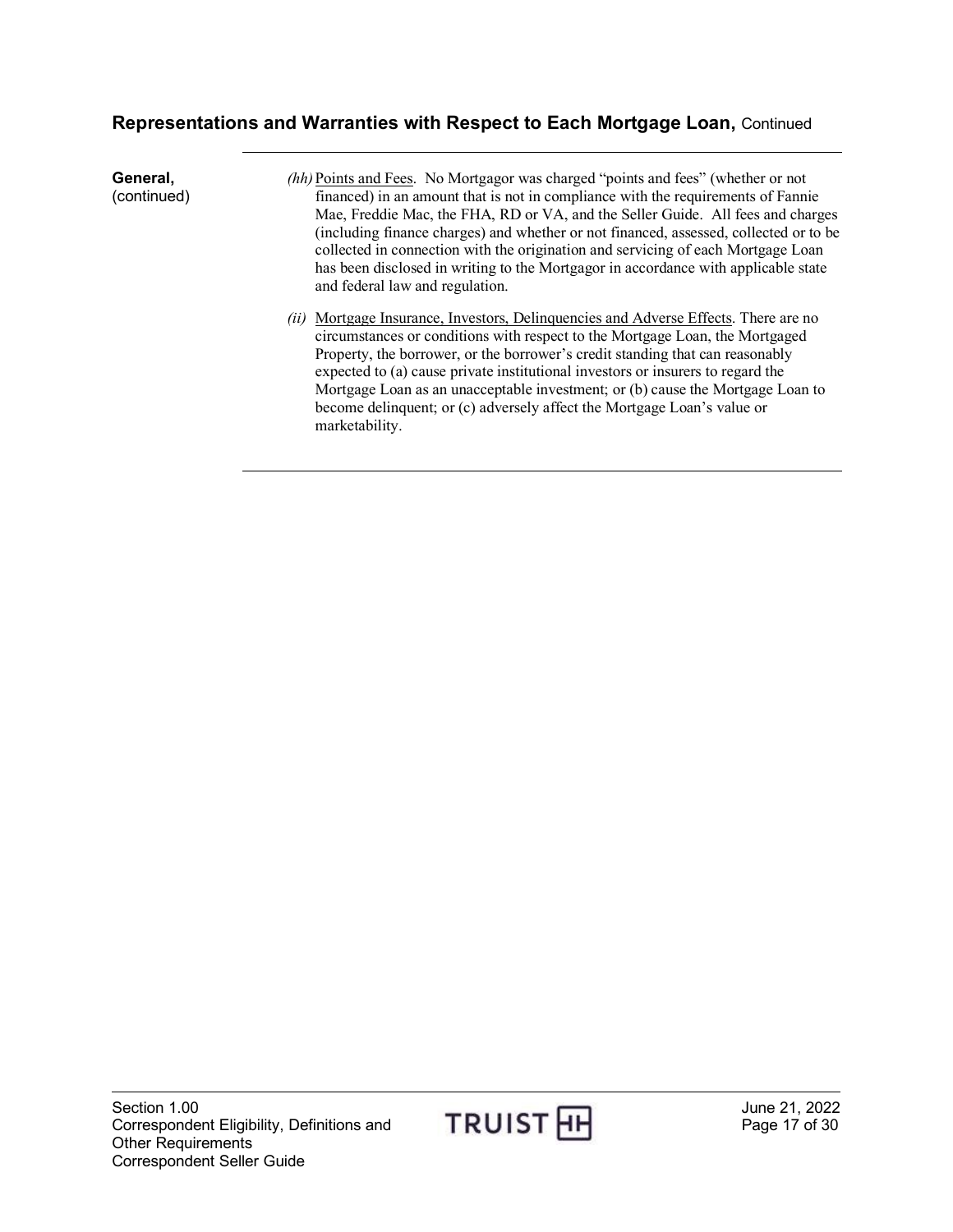## Representations and Warranties with Respect to Each Mortgage Loan, Continued

**General,** (continued)

*(hh)* Points and Fees. No Mortgagor was charged "points and fees" (whether or not financed) in an amount that is not in compliance with the requirements of Fannie Mae, Freddie Mac, the FHA, RD or VA, and the Seller Guide. All fees and charges (including finance charges) and whether or not financed, assessed, collected or to be collected in connection with the origination and servicing of each Mortgage Loan has been disclosed in writing to the Mortgagor in accordance with applicable state and federal law and regulation.

*(ii)* Mortgage Insurance, Investors, Delinquencies and Adverse Effects. There are no circumstances or conditions with respect to the Mortgage Loan, the Mortgaged Property, the borrower, or the borrower's credit standing that can reasonably expected to (a) cause private institutional investors or insurers to regard the Mortgage Loan as an unacceptable investment; or (b) cause the Mortgage Loan to become delinquent; or (c) adversely affect the Mortgage Loan's value or marketability.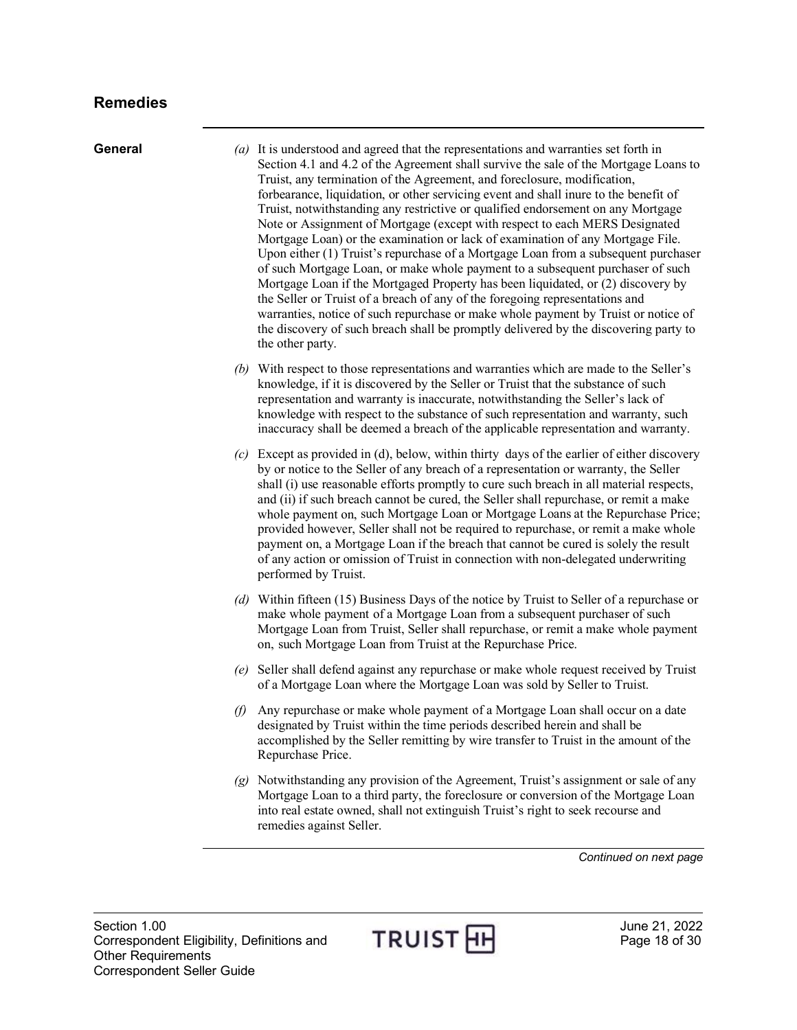## Remedies

### General

*(a)* It is understood and agreed that the representations and warranties set forth in Section 4.1 and 4.2 of the Agreement shall survive the sale of the Mortgage Loans to Truist, any termination of the Agreement, and foreclosure, modification, forbearance, liquidation, or other servicing event and shall inure to the benefit of Truist, notwithstanding any restrictive or qualified endorsement on any Mortgage Note or Assignment of Mortgage (except with respect to each MERS Designated Mortgage Loan) or the examination or lack of examination of any Mortgage File. Upon either (1) Truist's repurchase of a Mortgage Loan from a subsequent purchaser of such Mortgage Loan, or make whole payment to a subsequent purchaser of such Mortgage Loan if the Mortgaged Property has been liquidated, or (2) discovery by the Seller or Truist of a breach of any of the foregoing representations and warranties, notice of such repurchase or make whole payment by Truist or notice of the discovery of such breach shall be promptly delivered by the discovering party to the other party.

*(b)* With respect to those representations and warranties which are made to the Seller's knowledge, if it is discovered by the Seller or Truist that the substance of such representation and warranty is inaccurate, notwithstanding the Seller's lack of knowledge with respect to the substance of such representation and warranty, such inaccuracy shall be deemed a breach of the applicable representation and warranty.

*(c)* Except as provided in (d), below, within thirty days of the earlier of either discovery by or notice to the Seller of any breach of a representation or warranty, the Seller shall (i) use reasonable efforts promptly to cure such breach in all material respects, and (ii) if such breach cannot be cured, the Seller shall repurchase, or remit a make whole payment on, such Mortgage Loan or Mortgage Loans at the Repurchase Price; provided however, Seller shall not be required to repurchase, or remit a make whole payment on, a Mortgage Loan if the breach that cannot be cured is solely the result of any action or omission of Truist in connection with non-delegated underwriting performed by Truist.

*(d)* Within fifteen (15) Business Days of the notice by Truist to Seller of a repurchase or make whole payment of a Mortgage Loan from a subsequent purchaser of such Mortgage Loan from Truist, Seller shall repurchase, or remit a make whole payment on, such Mortgage Loan from Truist at the Repurchase Price.

*(e)* Seller shall defend against any repurchase or make whole request received by Truist of a Mortgage Loan where the Mortgage Loan was sold by Seller to Truist.

*(f)* Any repurchase or make whole payment of a Mortgage Loan shall occur on a date designated by Truist within the time periods described herein and shall be accomplished by the Seller remitting by wire transfer to Truist in the amount of the Repurchase Price.

*(g)* Notwithstanding any provision of the Agreement, Truist's assignment or sale of any Mortgage Loan to a third party, the foreclosure or conversion of the Mortgage Loan into real estate owned, shall not extinguish Truist's right to seek recourse and remedies against Seller.

*Continued on next page*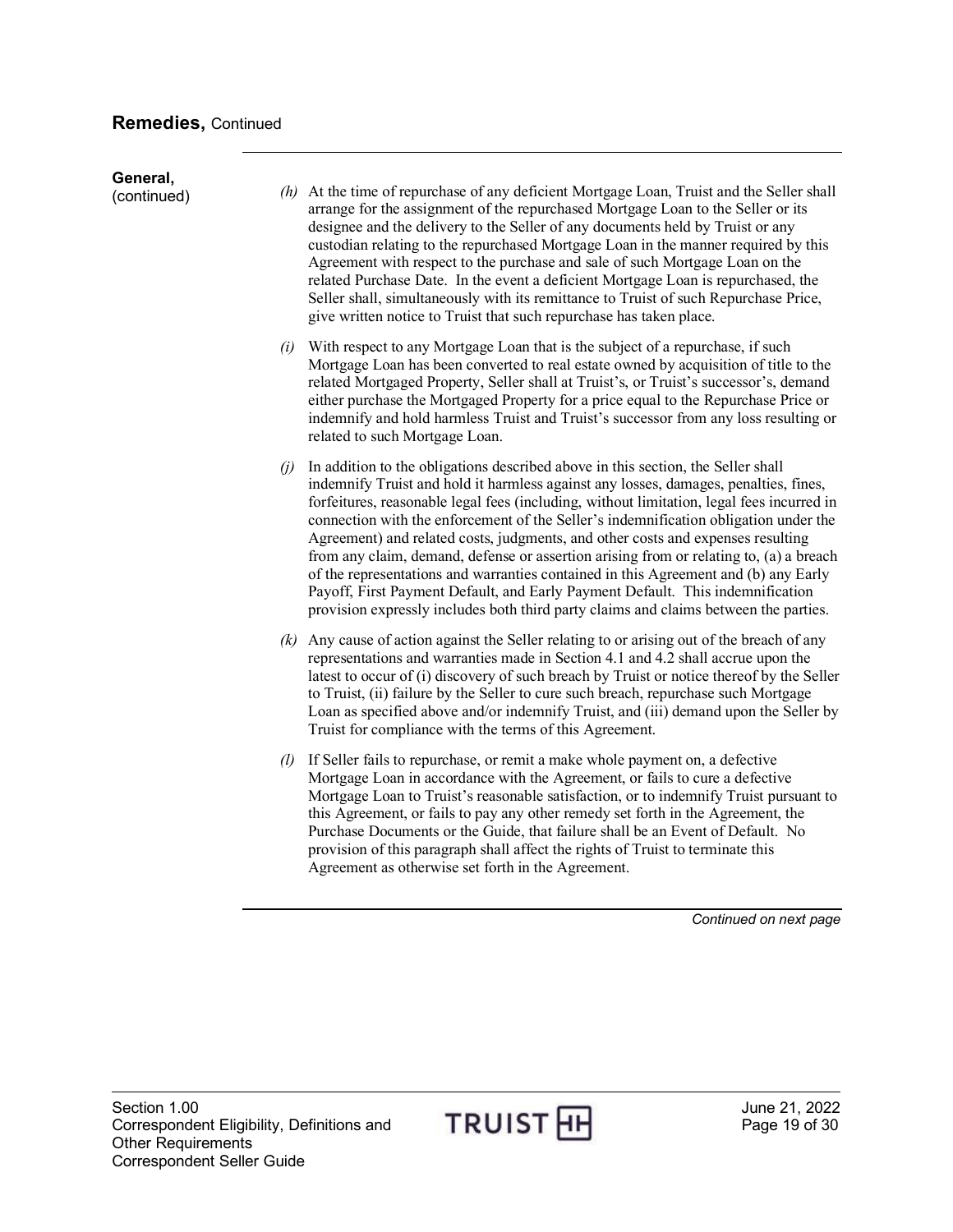## Remedies, Continued

**General,** (continued)

*(h)* At the time of repurchase of any deficient Mortgage Loan, Truist and the Seller shall arrange for the assignment of the repurchased Mortgage Loan to the Seller or its designee and the delivery to the Seller of any documents held by Truist or any custodian relating to the repurchased Mortgage Loan in the manner required by this Agreement with respect to the purchase and sale of such Mortgage Loan on the related Purchase Date. In the event a deficient Mortgage Loan is repurchased, the Seller shall, simultaneously with its remittance to Truist of such Repurchase Price, give written notice to Truist that such repurchase has taken place.

*(i)* With respect to any Mortgage Loan that is the subject of a repurchase, if such Mortgage Loan has been converted to real estate owned by acquisition of title to the related Mortgaged Property, Seller shall at Truist's, or Truist's successor's, demand either purchase the Mortgaged Property for a price equal to the Repurchase Price or indemnify and hold harmless Truist and Truist's successor from any loss resulting or related to such Mortgage Loan.

*(j)* In addition to the obligations described above in this section, the Seller shall indemnify Truist and hold it harmless against any losses, damages, penalties, fines, forfeitures, reasonable legal fees (including, without limitation, legal fees incurred in connection with the enforcement of the Seller's indemnification obligation under the Agreement) and related costs, judgments, and other costs and expenses resulting from any claim, demand, defense or assertion arising from or relating to, (a) a breach of the representations and warranties contained in this Agreement and (b) any Early Payoff, First Payment Default, and Early Payment Default. This indemnification provision expressly includes both third party claims and claims between the parties.

*(k)* Any cause of action against the Seller relating to or arising out of the breach of any representations and warranties made in Section 4.1 and 4.2 shall accrue upon the latest to occur of (i) discovery of such breach by Truist or notice thereof by the Seller to Truist, (ii) failure by the Seller to cure such breach, repurchase such Mortgage Loan as specified above and/or indemnify Truist, and (iii) demand upon the Seller by Truist for compliance with the terms of this Agreement.

*(l)* If Seller fails to repurchase, or remit a make whole payment on, a defective Mortgage Loan in accordance with the Agreement, or fails to cure a defective Mortgage Loan to Truist's reasonable satisfaction, or to indemnify Truist pursuant to this Agreement, or fails to pay any other remedy set forth in the Agreement, the Purchase Documents or the Guide, that failure shall be an Event of Default. No provision of this paragraph shall affect the rights of Truist to terminate this Agreement as otherwise set forth in the Agreement.

*Continued on next page*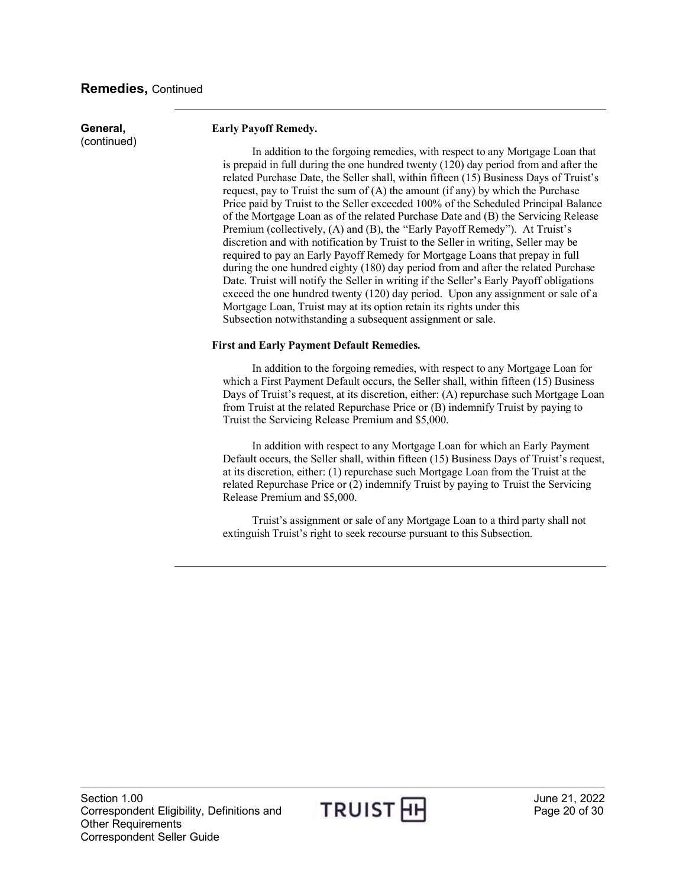## Remedies, Continued

**General,** (continued)

**Early Payoff Remedy.**

In addition to the forgoing remedies, with respect to any Mortgage Loan that is prepaid in full during the one hundred twenty (120) day period from and after the related Purchase Date, the Seller shall, within fifteen (15) Business Days of Truist's request, pay to Truist the sum of (A) the amount (if any) by which the Purchase Price paid by Truist to the Seller exceeded 100% of the Scheduled Principal Balance of the Mortgage Loan as of the related Purchase Date and (B) the Servicing Release Premium (collectively, (A) and (B), the "Early Payoff Remedy"). At Truist's discretion and with notification by Truist to the Seller in writing, Seller may be required to pay an Early Payoff Remedy for Mortgage Loans that prepay in full during the one hundred eighty (180) day period from and after the related Purchase Date. Truist will notify the Seller in writing if the Seller's Early Payoff obligations exceed the one hundred twenty (120) day period. Upon any assignment or sale of a Mortgage Loan, Truist may at its option retain its rights under this Subsection notwithstanding a subsequent assignment or sale.

**First and Early Payment Default Remedies.**

In addition to the forgoing remedies, with respect to any Mortgage Loan for which a First Payment Default occurs, the Seller shall, within fifteen (15) Business Days of Truist's request, at its discretion, either: (A) repurchase such Mortgage Loan from Truist at the related Repurchase Price or (B) indemnify Truist by paying to Truist the Servicing Release Premium and $5,000.

In addition with respect to any Mortgage Loan for which an Early Payment Default occurs, the Seller shall, within fifteen (15) Business Days of Truist's request, at its discretion, either: (1) repurchase such Mortgage Loan from the Truist at the related Repurchase Price or (2) indemnify Truist by paying to Truist the Servicing Release Premium and $5,000.

Truist's assignment or sale of any Mortgage Loan to a third party shall not extinguish Truist's right to seek recourse pursuant to this Subsection.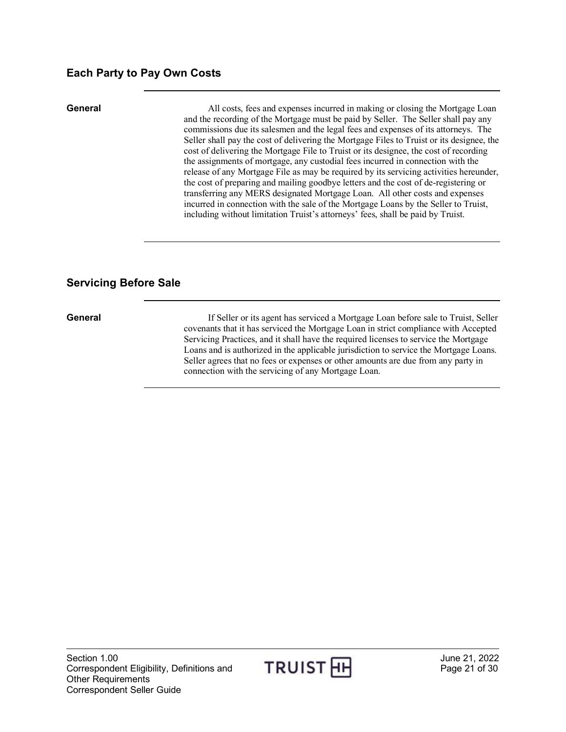## Each Party to Pay Own Costs

**General**

All costs, fees and expenses incurred in making or closing the Mortgage Loan and the recording of the Mortgage must be paid by Seller. The Seller shall pay any commissions due its salesmen and the legal fees and expenses of its attorneys. The Seller shall pay the cost of delivering the Mortgage Files to Truist or its designee, the cost of delivering the Mortgage File to Truist or its designee, the cost of recording the assignments of mortgage, any custodial fees incurred in connection with the release of any Mortgage File as may be required by its servicing activities hereunder, the cost of preparing and mailing goodbye letters and the cost of de-registering or transferring any MERS designated Mortgage Loan. All other costs and expenses incurred in connection with the sale of the Mortgage Loans by the Seller to Truist, including without limitation Truist's attorneys' fees, shall be paid by Truist.

## Servicing Before Sale

**General**

If Seller or its agent has serviced a Mortgage Loan before sale to Truist, Seller covenants that it has serviced the Mortgage Loan in strict compliance with Accepted Servicing Practices, and it shall have the required licenses to service the Mortgage Loans and is authorized in the applicable jurisdiction to service the Mortgage Loans. Seller agrees that no fees or expenses or other amounts are due from any party in connection with the servicing of any Mortgage Loan.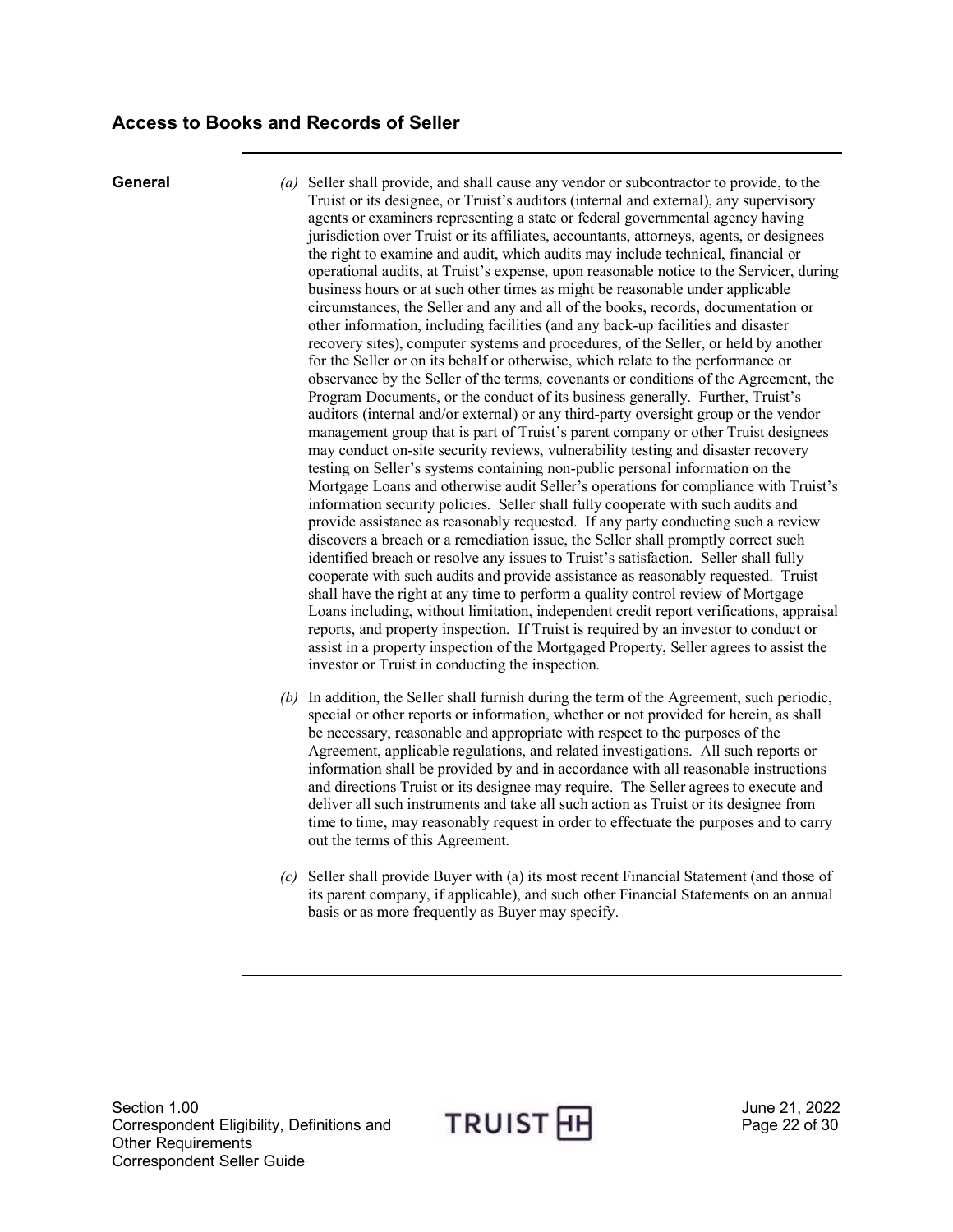## Access to Books and Records of Seller

**General**

*(a)* Seller shall provide, and shall cause any vendor or subcontractor to provide, to the Truist or its designee, or Truist's auditors (internal and external), any supervisory agents or examiners representing a state or federal governmental agency having jurisdiction over Truist or its affiliates, accountants, attorneys, agents, or designees the right to examine and audit, which audits may include technical, financial or operational audits, at Truist's expense, upon reasonable notice to the Servicer, during business hours or at such other times as might be reasonable under applicable circumstances, the Seller and any and all of the books, records, documentation or other information, including facilities (and any back-up facilities and disaster recovery sites), computer systems and procedures, of the Seller, or held by another for the Seller or on its behalf or otherwise, which relate to the performance or observance by the Seller of the terms, covenants or conditions of the Agreement, the Program Documents, or the conduct of its business generally. Further, Truist's auditors (internal and/or external) or any third-party oversight group or the vendor management group that is part of Truist's parent company or other Truist designees may conduct on-site security reviews, vulnerability testing and disaster recovery testing on Seller's systems containing non-public personal information on the Mortgage Loans and otherwise audit Seller's operations for compliance with Truist's information security policies. Seller shall fully cooperate with such audits and provide assistance as reasonably requested. If any party conducting such a review discovers a breach or a remediation issue, the Seller shall promptly correct such identified breach or resolve any issues to Truist's satisfaction. Seller shall fully cooperate with such audits and provide assistance as reasonably requested. Truist shall have the right at any time to perform a quality control review of Mortgage Loans including, without limitation, independent credit report verifications, appraisal reports, and property inspection. If Truist is required by an investor to conduct or assist in a property inspection of the Mortgaged Property, Seller agrees to assist the investor or Truist in conducting the inspection.

*(b)* In addition, the Seller shall furnish during the term of the Agreement, such periodic, special or other reports or information, whether or not provided for herein, as shall be necessary, reasonable and appropriate with respect to the purposes of the Agreement, applicable regulations, and related investigations. All such reports or information shall be provided by and in accordance with all reasonable instructions and directions Truist or its designee may require. The Seller agrees to execute and deliver all such instruments and take all such action as Truist or its designee from time to time, may reasonably request in order to effectuate the purposes and to carry out the terms of this Agreement.

*(c)* Seller shall provide Buyer with (a) its most recent Financial Statement (and those of its parent company, if applicable), and such other Financial Statements on an annual basis or as more frequently as Buyer may specify.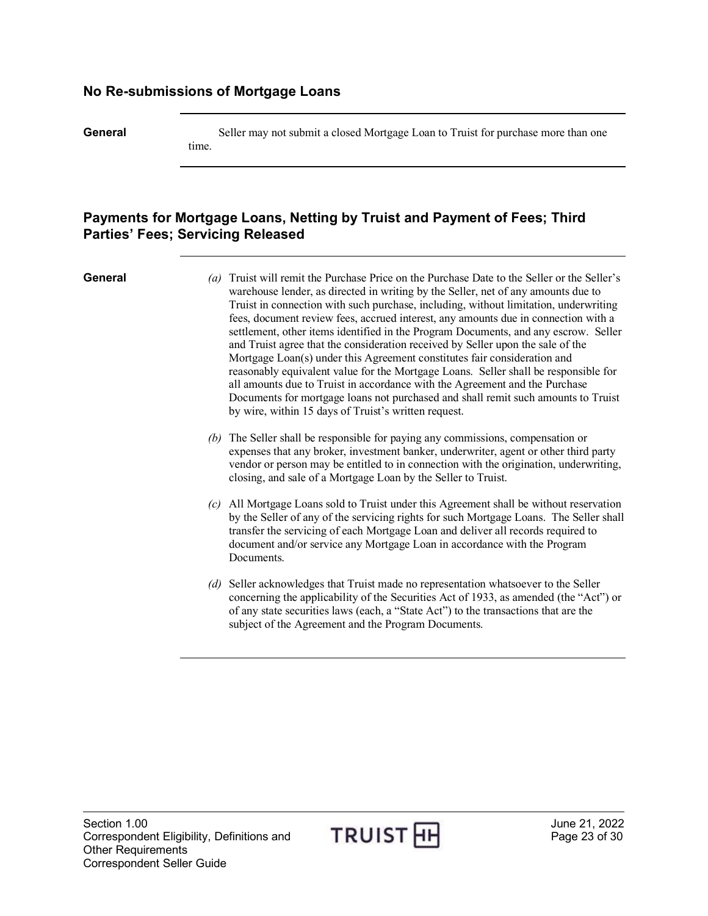## No Re-submissions of Mortgage Loans

**General**

Seller may not submit a closed Mortgage Loan to Truist for purchase more than one time.

## Payments for Mortgage Loans, Netting by Truist and Payment of Fees; Third Parties' Fees; Servicing Released

**General**

*(a)* Truist will remit the Purchase Price on the Purchase Date to the Seller or the Seller's warehouse lender, as directed in writing by the Seller, net of any amounts due to Truist in connection with such purchase, including, without limitation, underwriting fees, document review fees, accrued interest, any amounts due in connection with a settlement, other items identified in the Program Documents, and any escrow. Seller and Truist agree that the consideration received by Seller upon the sale of the Mortgage Loan(s) under this Agreement constitutes fair consideration and reasonably equivalent value for the Mortgage Loans. Seller shall be responsible for all amounts due to Truist in accordance with the Agreement and the Purchase Documents for mortgage loans not purchased and shall remit such amounts to Truist by wire, within 15 days of Truist's written request.

*(b)* The Seller shall be responsible for paying any commissions, compensation or expenses that any broker, investment banker, underwriter, agent or other third party vendor or person may be entitled to in connection with the origination, underwriting, closing, and sale of a Mortgage Loan by the Seller to Truist.

*(c)* All Mortgage Loans sold to Truist under this Agreement shall be without reservation by the Seller of any of the servicing rights for such Mortgage Loans. The Seller shall transfer the servicing of each Mortgage Loan and deliver all records required to document and/or service any Mortgage Loan in accordance with the Program Documents.

*(d)* Seller acknowledges that Truist made no representation whatsoever to the Seller concerning the applicability of the Securities Act of 1933, as amended (the "Act") or of any state securities laws (each, a "State Act") to the transactions that are the subject of the Agreement and the Program Documents.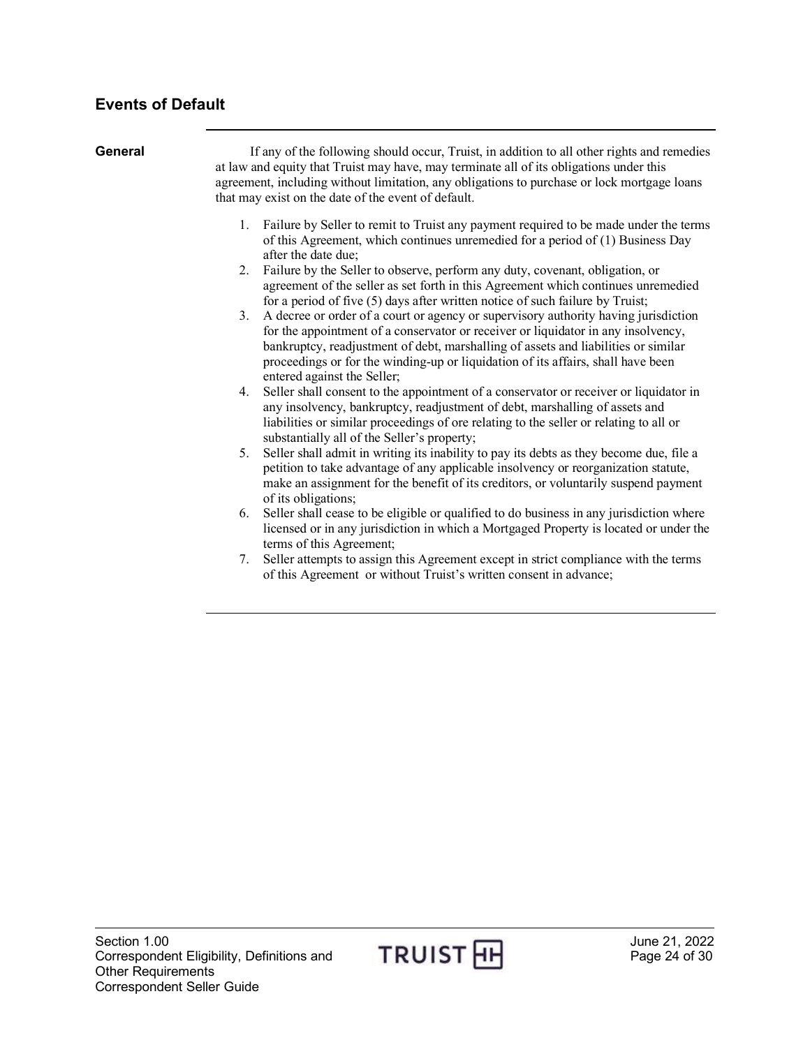## Events of Default

**General**

If any of the following should occur, Truist, in addition to all other rights and remedies at law and equity that Truist may have, may terminate all of its obligations under this agreement, including without limitation, any obligations to purchase or lock mortgage loans that may exist on the date of the event of default.

1. Failure by Seller to remit to Truist any payment required to be made under the terms of this Agreement, which continues unremedied for a period of (1) Business Day after the date due;
2. Failure by the Seller to observe, perform any duty, covenant, obligation, or agreement of the seller as set forth in this Agreement which continues unremedied for a period of five (5) days after written notice of such failure by Truist;
3. A decree or order of a court or agency or supervisory authority having jurisdiction for the appointment of a conservator or receiver or liquidator in any insolvency, bankruptcy, readjustment of debt, marshalling of assets and liabilities or similar proceedings or for the winding-up or liquidation of its affairs, shall have been entered against the Seller;
4. Seller shall consent to the appointment of a conservator or receiver or liquidator in any insolvency, bankruptcy, readjustment of debt, marshalling of assets and liabilities or similar proceedings of ore relating to the seller or relating to all or substantially all of the Seller's property;
5. Seller shall admit in writing its inability to pay its debts as they become due, file a petition to take advantage of any applicable insolvency or reorganization statute, make an assignment for the benefit of its creditors, or voluntarily suspend payment of its obligations;
6. Seller shall cease to be eligible or qualified to do business in any jurisdiction where licensed or in any jurisdiction in which a Mortgaged Property is located or under the terms of this Agreement;
7. Seller attempts to assign this Agreement except in strict compliance with the terms of this Agreement or without Truist's written consent in advance;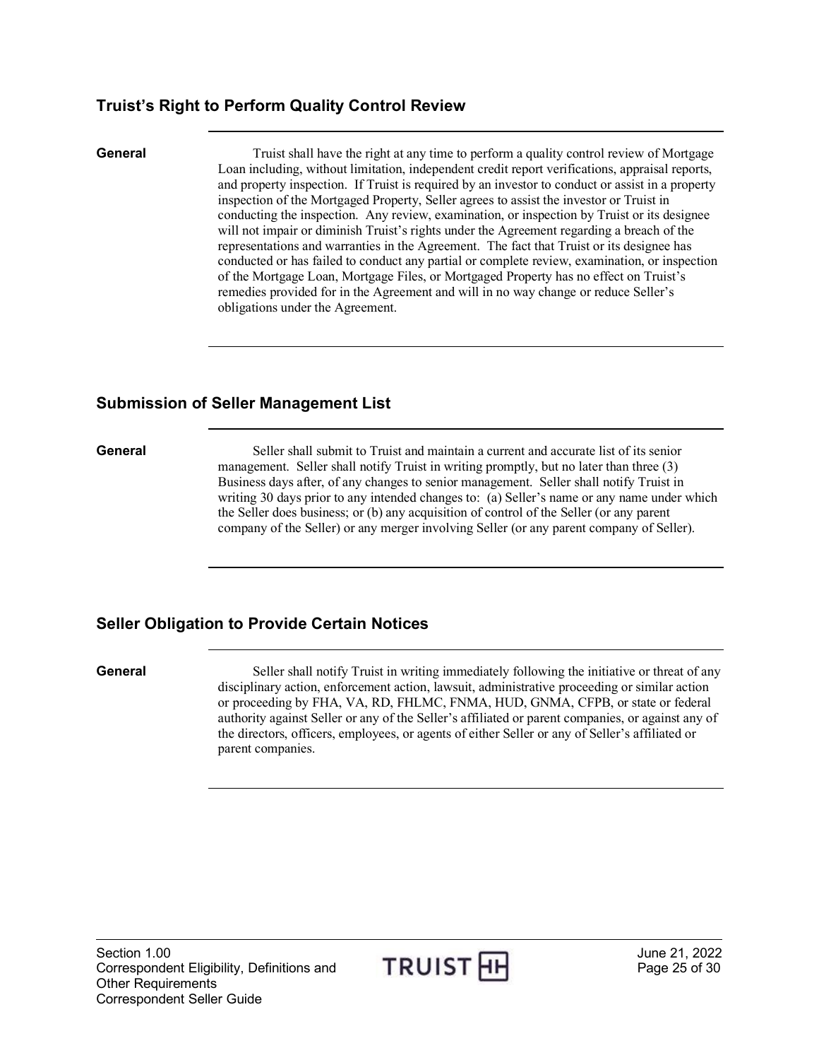## Truist's Right to Perform Quality Control Review

**General**

Truist shall have the right at any time to perform a quality control review of Mortgage Loan including, without limitation, independent credit report verifications, appraisal reports, and property inspection. If Truist is required by an investor to conduct or assist in a property inspection of the Mortgaged Property, Seller agrees to assist the investor or Truist in conducting the inspection. Any review, examination, or inspection by Truist or its designee will not impair or diminish Truist's rights under the Agreement regarding a breach of the representations and warranties in the Agreement. The fact that Truist or its designee has conducted or has failed to conduct any partial or complete review, examination, or inspection of the Mortgage Loan, Mortgage Files, or Mortgaged Property has no effect on Truist's remedies provided for in the Agreement and will in no way change or reduce Seller's obligations under the Agreement.

## Submission of Seller Management List

**General**

Seller shall submit to Truist and maintain a current and accurate list of its senior management. Seller shall notify Truist in writing promptly, but no later than three (3) Business days after, of any changes to senior management. Seller shall notify Truist in writing 30 days prior to any intended changes to: (a) Seller's name or any name under which the Seller does business; or (b) any acquisition of control of the Seller (or any parent company of the Seller) or any merger involving Seller (or any parent company of Seller).

## Seller Obligation to Provide Certain Notices

**General**

Seller shall notify Truist in writing immediately following the initiative or threat of any disciplinary action, enforcement action, lawsuit, administrative proceeding or similar action or proceeding by FHA, VA, RD, FHLMC, FNMA, HUD, GNMA, CFPB, or state or federal authority against Seller or any of the Seller's affiliated or parent companies, or against any of the directors, officers, employees, or agents of either Seller or any of Seller's affiliated or parent companies.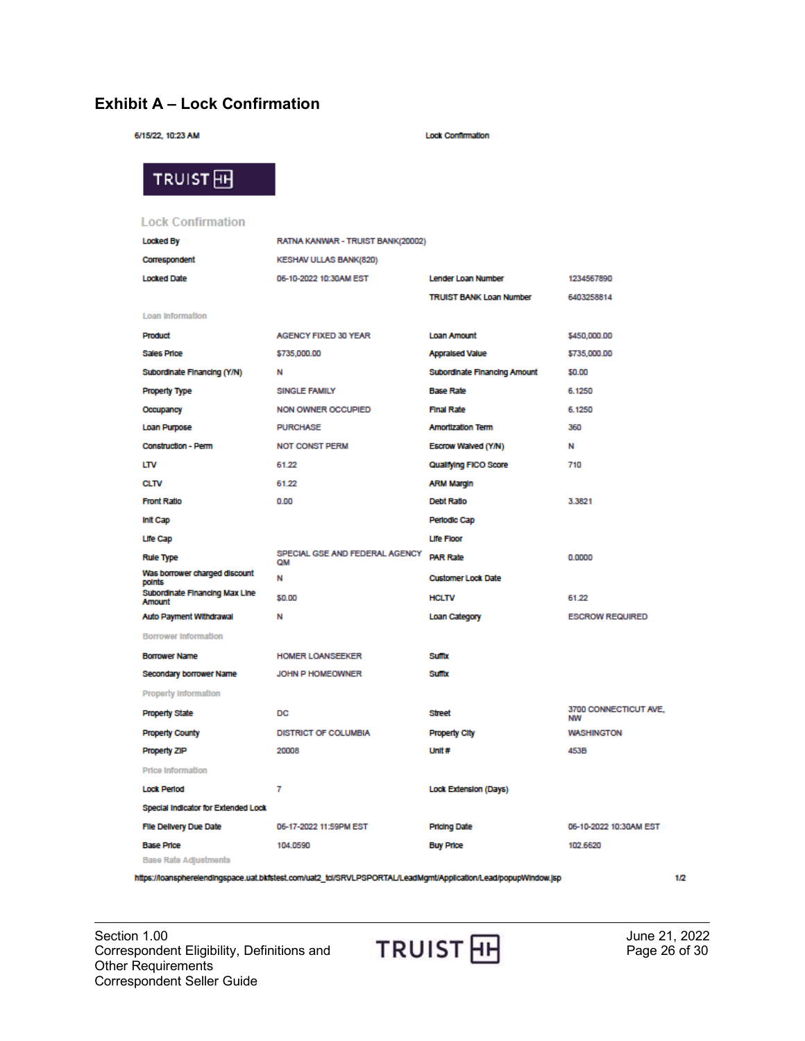## Exhibit A – Lock Confirmation

6/15/22, 10:23 AM Lock Confirmation

TRUIST

### Lock Confirmation

| | | | |
|---|---|---|---|
| Locked By | RATNA KANWAR - TRUIST BANK(20002) | | |
| Correspondent | KESHAV ULLAS BANK(820) | | |
| Locked Date | 06-10-2022 10:30AM EST | Lender Loan Number | 1234567890 |
| | | TRUIST BANK Loan Number | 6403258814 |

**Loan Information**

| | | | |
|---|---|---|---|
| Product | AGENCY FIXED 30 YEAR | Loan Amount | $450,000.00 |
| Sales Price | $735,000.00 | Appraised Value | $735,000.00 |
| Subordinate Financing (Y/N) | N | Subordinate Financing Amount | $0.00 |
| Property Type | SINGLE FAMILY | Base Rate | 6.1250 |
| Occupancy | NON OWNER OCCUPIED | Final Rate | 6.1250 |
| Loan Purpose | PURCHASE | Amortization Term | 360 |
| Construction - Perm | NOT CONST PERM | Escrow Waived (Y/N) | N |
| LTV | 61.22 | Qualifying FICO Score | 710 |
| CLTV | 61.22 | ARM Margin | |
| Front Ratio | 0.00 | Debt Ratio | 3.3821 |
| Init Cap | | Periodic Cap | |
| Life Cap | | Life Floor | |
| Rule Type | SPECIAL GSE AND FEDERAL AGENCY QM | PAR Rate | 0.0000 |
| Was borrower charged discount points | N | Customer Lock Date | |
| Subordinate Financing Max Line Amount | $0.00 | HCLTV | 61.22 |
| Auto Payment Withdrawal | N | Loan Category | ESCROW REQUIRED |

**Borrower Information**

| | | | |
|---|---|---|---|
| Borrower Name | HOMER LOANSEEKER | Suffix | |
| Secondary borrower Name | JOHN P HOMEOWNER | Suffix | |

**Property Information**

| | | | |
|---|---|---|---|
| Property State | DC | Street | 3700 CONNECTICUT AVE, NW |
| Property County | DISTRICT OF COLUMBIA | Property City | WASHINGTON |
| Property ZIP | 20008 | Unit # | 453B |

**Price Information**

| | | | |
|---|---|---|---|
| Lock Period | 7 | Lock Extension (Days) | |
| Special Indicator for Extended Lock | | | |
| File Delivery Due Date | 06-17-2022 11:59PM EST | Pricing Date | 06-10-2022 10:30AM EST |
| Base Price | 104.0590 | Buy Price | 102.6620 |

**Base Rate Adjustments**

https://loanspherelendingspace.uat.bkfstest.com/uat2_tcl/SRVLPSPORTAL/LeadMgmt/Application/Lead/popupWindow.jsp 1/2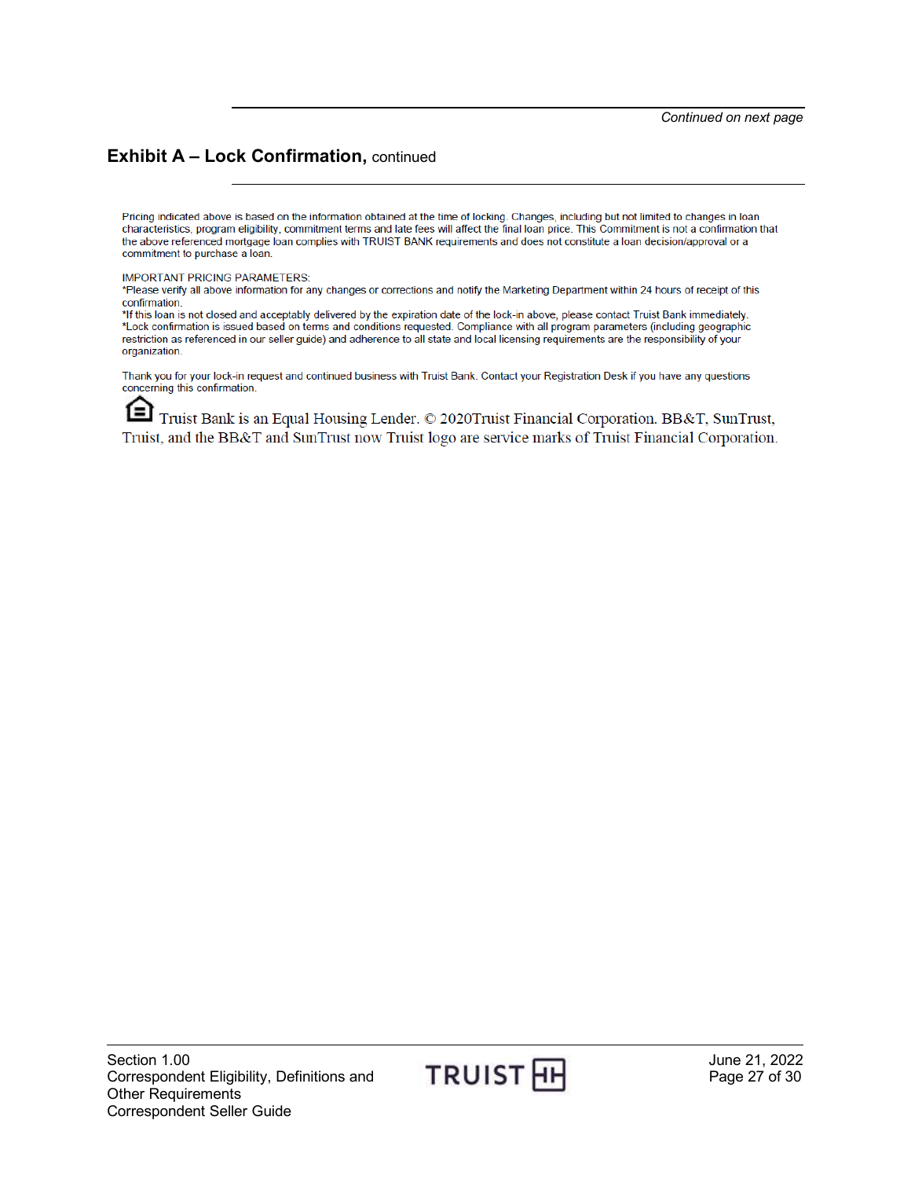*Continued on next page*

## Exhibit A – Lock Confirmation, continued

Pricing indicated above is based on the information obtained at the time of locking. Changes, including but not limited to changes in loan characteristics, program eligibility, commitment terms and late fees will affect the final loan price. This Commitment is not a confirmation that the above referenced mortgage loan complies with TRUIST BANK requirements and does not constitute a loan decision/approval or a commitment to purchase a loan.

IMPORTANT PRICING PARAMETERS:
*Please verify all above information for any changes or corrections and notify the Marketing Department within 24 hours of receipt of this confirmation.
*If this loan is not closed and acceptably delivered by the expiration date of the lock-in above, please contact Truist Bank immediately.
*Lock confirmation is issued based on terms and conditions requested. Compliance with all program parameters (including geographic restriction as referenced in our seller guide) and adherence to all state and local licensing requirements are the responsibility of your organization.

Thank you for your lock-in request and continued business with Truist Bank. Contact your Registration Desk if you have any questions concerning this confirmation.

Truist Bank is an Equal Housing Lender. © 2020Truist Financial Corporation. BB&T, SunTrust, Truist, and the BB&T and SunTrust now Truist logo are service marks of Truist Financial Corporation.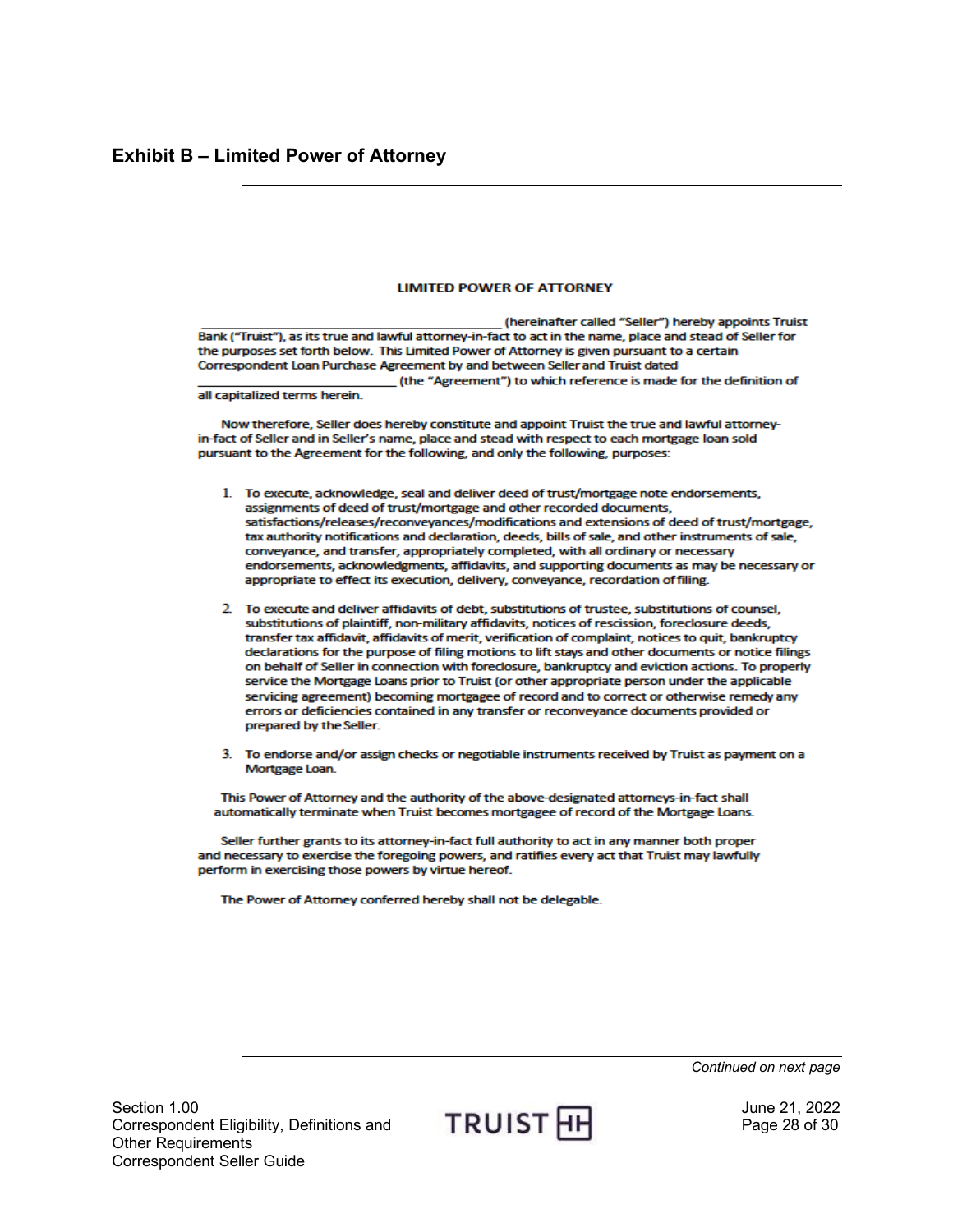# Exhibit B – Limited Power of Attorney

## LIMITED POWER OF ATTORNEY

\_\_\_\_\_\_\_\_\_\_\_\_\_\_\_\_\_\_\_\_\_\_\_\_\_\_\_\_\_\_\_\_\_\_\_\_\_\_\_\_\_\_ (hereinafter called "Seller") hereby appoints Truist Bank ("Truist"), as its true and lawful attorney-in-fact to act in the name, place and stead of Seller for the purposes set forth below. This Limited Power of Attorney is given pursuant to a certain Correspondent Loan Purchase Agreement by and between Seller and Truist dated \_\_\_\_\_\_\_\_\_\_\_\_\_\_\_\_\_\_\_\_\_\_\_\_\_\_\_\_\_\_ (the "Agreement") to which reference is made for the definition of all capitalized terms herein.

Now therefore, Seller does hereby constitute and appoint Truist the true and lawful attorney-in-fact of Seller and in Seller's name, place and stead with respect to each mortgage loan sold pursuant to the Agreement for the following, and only the following, purposes:

1. To execute, acknowledge, seal and deliver deed of trust/mortgage note endorsements, assignments of deed of trust/mortgage and other recorded documents, satisfactions/releases/reconveyances/modifications and extensions of deed of trust/mortgage, tax authority notifications and declaration, deeds, bills of sale, and other instruments of sale, conveyance, and transfer, appropriately completed, with all ordinary or necessary endorsements, acknowledgments, affidavits, and supporting documents as may be necessary or appropriate to effect its execution, delivery, conveyance, recordation of filing.
2. To execute and deliver affidavits of debt, substitutions of trustee, substitutions of counsel, substitutions of plaintiff, non-military affidavits, notices of rescission, foreclosure deeds, transfer tax affidavit, affidavits of merit, verification of complaint, notices to quit, bankruptcy declarations for the purpose of filing motions to lift stays and other documents or notice filings on behalf of Seller in connection with foreclosure, bankruptcy and eviction actions. To properly service the Mortgage Loans prior to Truist (or other appropriate person under the applicable servicing agreement) becoming mortgagee of record and to correct or otherwise remedy any errors or deficiencies contained in any transfer or reconveyance documents provided or prepared by the Seller.
3. To endorse and/or assign checks or negotiable instruments received by Truist as payment on a Mortgage Loan.

This Power of Attorney and the authority of the above-designated attorneys-in-fact shall automatically terminate when Truist becomes mortgagee of record of the Mortgage Loans.

Seller further grants to its attorney-in-fact full authority to act in any manner both proper and necessary to exercise the foregoing powers, and ratifies every act that Truist may lawfully perform in exercising those powers by virtue hereof.

The Power of Attorney conferred hereby shall not be delegable.

*Continued on next page*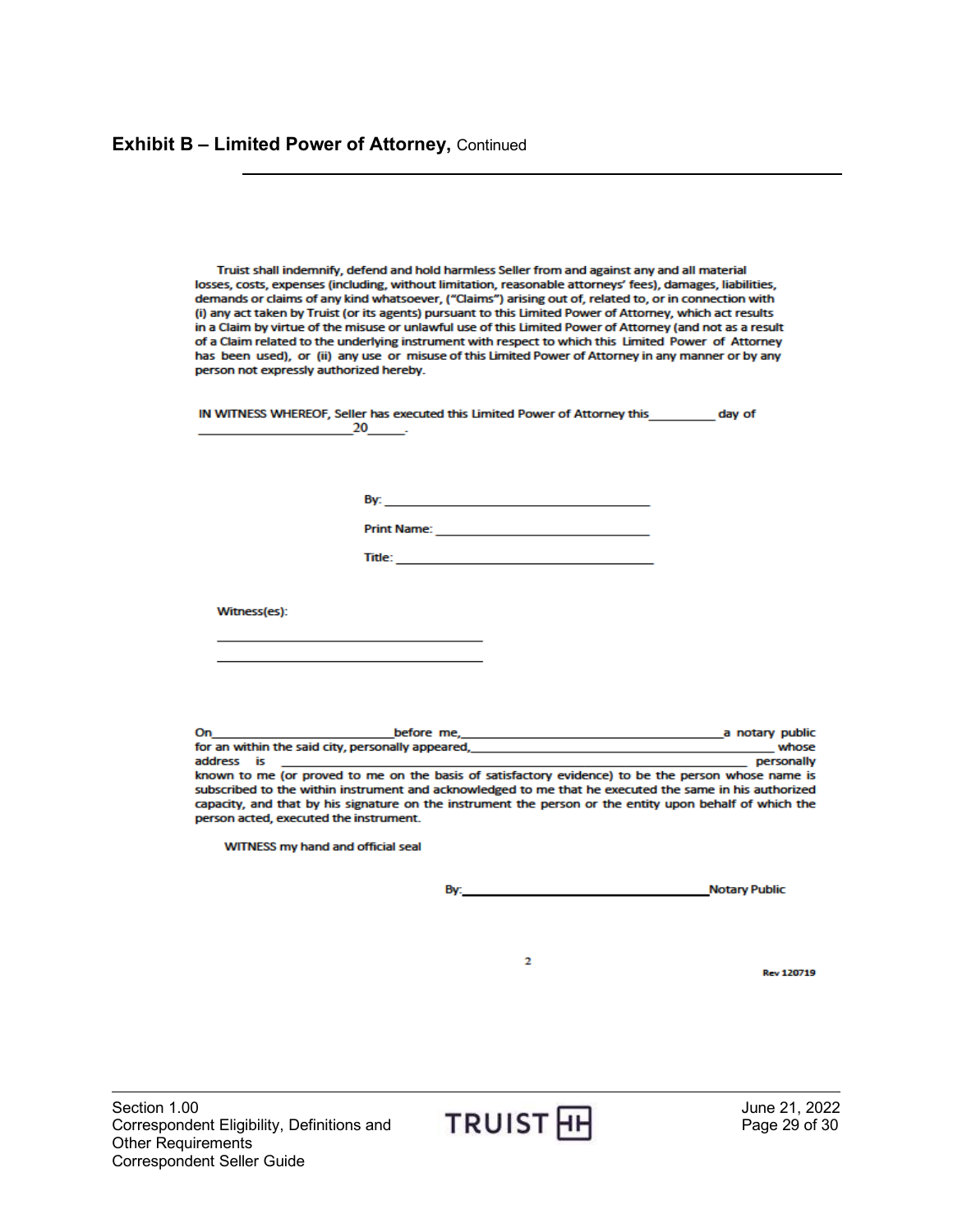## Exhibit B – Limited Power of Attorney, Continued

Truist shall indemnify, defend and hold harmless Seller from and against any and all material losses, costs, expenses (including, without limitation, reasonable attorneys' fees), damages, liabilities, demands or claims of any kind whatsoever, ("Claims") arising out of, related to, or in connection with (i) any act taken by Truist (or its agents) pursuant to this Limited Power of Attorney, which act results in a Claim by virtue of the misuse or unlawful use of this Limited Power of Attorney (and not as a result of a Claim related to the underlying instrument with respect to which this Limited Power of Attorney has been used), or (ii) any use or misuse of this Limited Power of Attorney in any manner or by any person not expressly authorized hereby.

IN WITNESS WHEREOF, Seller has executed this Limited Power of Attorney this__________ day of ______________________20______.

By: ________________________________________

Print Name: _________________________________

Title: ______________________________________

Witness(es):

________________________________________

________________________________________

On__________________________before me,______________________________________a notary public for an within the said city, personally appeared,_____________________________________________ whose address is ______________________________________________________________ personally known to me (or proved to me on the basis of satisfactory evidence) to be the person whose name is subscribed to the within instrument and acknowledged to me that he executed the same in his authorized capacity, and that by his signature on the instrument the person or the entity upon behalf of which the person acted, executed the instrument.

WITNESS my hand and official seal

By:___________________________________Notary Public

2

Rev 120719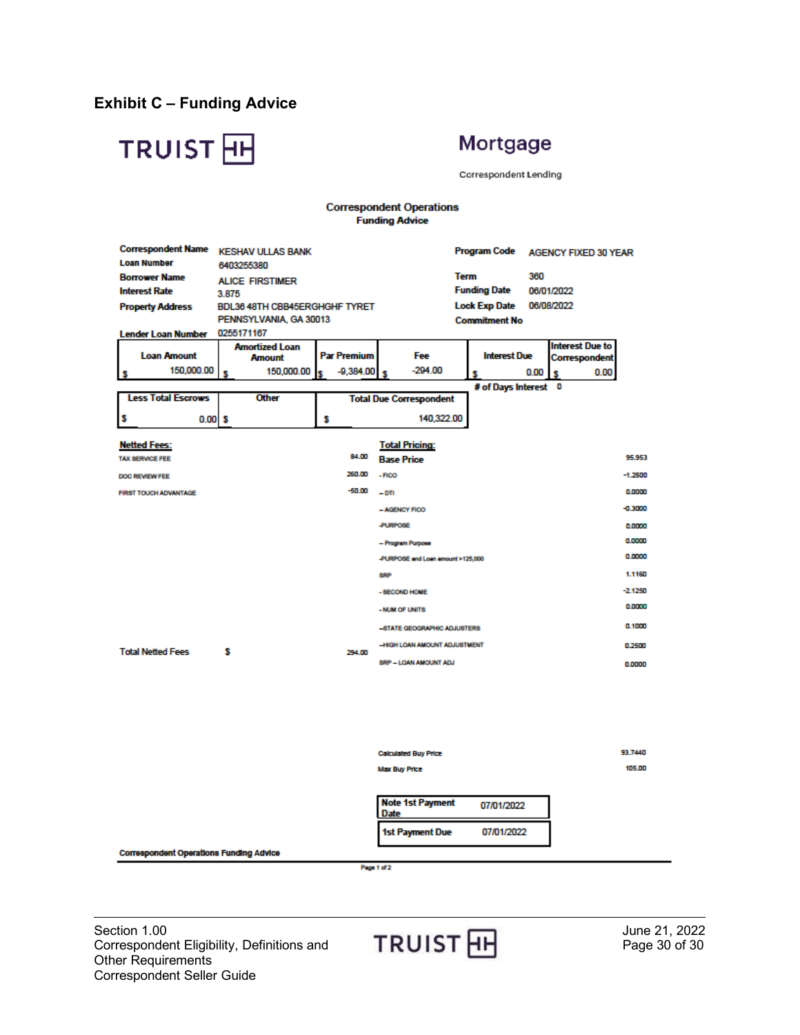## Exhibit C – Funding Advice

TRUIST

**Mortgage**

Correspondent Lending

**Correspondent Operations**
**Funding Advice**

| | | | |
|---|---|---|---|
| **Correspondent Name** | KESHAV ULLAS BANK | **Program Code** | AGENCY FIXED 30 YEAR |
| **Loan Number** | 6403255380 | | |
| **Borrower Name** | ALICE FIRSTIMER | **Term** | 360 |
| **Interest Rate** | 3.875 | **Funding Date** | 06/01/2022 |
| **Property Address** | BDL36 48TH CBB45ERGHGHF TYRET PENNSYLVANIA, GA 30013 | **Lock Exp Date** | 06/08/2022 |
| | | **Commitment No** | |
| **Lender Loan Number** | 0255171167 | | |

| Loan Amount | Amortized Loan Amount | Par Premium | Fee | Interest Due | Interest Due to Correspondent |
|---|---|---|---|---|---|
| $ 150,000.00 | $ 150,000.00 | $ -9,384.00 | $ -294.00 | $ 0.00 | $ 0.00 |

**# of Days Interest** 0

| Less Total Escrows | Other | Total Due Correspondent |
|---|---|---|
| $ 0.00 | $ | $ 140,322.00 |

| **Netted Fees:** | |
|---|---|
| TAX SERVICE FEE | 84.00 |
| DOC REVIEW FEE | 260.00 |
| FIRST TOUCH ADVANTAGE | -50.00 |
| Total Netted Fees | $ 294.00 |

| **Total Pricing:** | |
|---|---|
| **Base Price** | 95.953 |
| - FICO | -1.2500 |
| – DTI | 0.0000 |
| – AGENCY FICO | -0.3000 |
| -PURPOSE | 0.0000 |
| – Program Purpose | 0.0000 |
| -PURPOSE and Loan amount >125,000 | 0.0000 |
| SRP | 1.1160 |
| - SECOND HOME | -2.1250 |
| - NUM OF UNITS | 0.0000 |
| –STATE GEOGRAPHIC ADJUSTERS | 0.1000 |
| –HIGH LOAN AMOUNT ADJUSTMENT | 0.2500 |
| SRP – LOAN AMOUNT ADJ | 0.0000 |
| Calculated Buy Price | 93.7440 |
| Max Buy Price | 105.00 |

| | |
|---|---|
| Note 1st Payment Date | 07/01/2022 |
| 1st Payment Due | 07/01/2022 |

Correspondent Operations Funding Advice

Page 1 of 2